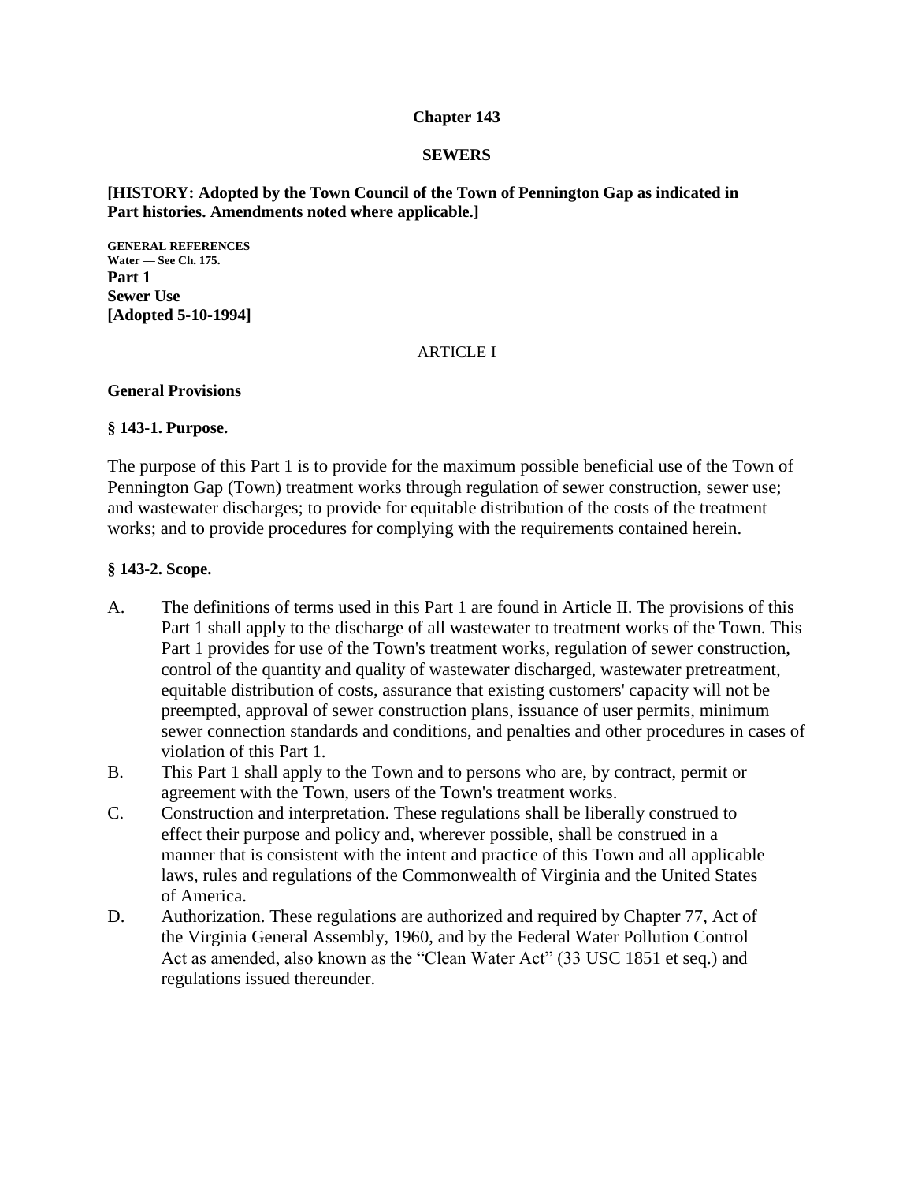# Chapter 143

# SEWERS

**[HISTORY: Adopted by the Town Council of the Town of Pennington Gap as indicated in Part histories. Amendments noted where applicable.]**

**GENERAL REFERENCES**
**Water — See Ch. 175.**

## Part 1
## Sewer Use
## [Adopted 5-10-1994]

### ARTICLE I

### General Provisions

#### § 143-1. Purpose.

The purpose of this Part 1 is to provide for the maximum possible beneficial use of the Town of Pennington Gap (Town) treatment works through regulation of sewer construction, sewer use; and wastewater discharges; to provide for equitable distribution of the costs of the treatment works; and to provide procedures for complying with the requirements contained herein.

#### § 143-2. Scope.

A. The definitions of terms used in this Part 1 are found in Article II. The provisions of this Part 1 shall apply to the discharge of all wastewater to treatment works of the Town. This Part 1 provides for use of the Town's treatment works, regulation of sewer construction, control of the quantity and quality of wastewater discharged, wastewater pretreatment, equitable distribution of costs, assurance that existing customers' capacity will not be preempted, approval of sewer construction plans, issuance of user permits, minimum sewer connection standards and conditions, and penalties and other procedures in cases of violation of this Part 1.

B. This Part 1 shall apply to the Town and to persons who are, by contract, permit or agreement with the Town, users of the Town's treatment works.

C. Construction and interpretation. These regulations shall be liberally construed to effect their purpose and policy and, wherever possible, shall be construed in a manner that is consistent with the intent and practice of this Town and all applicable laws, rules and regulations of the Commonwealth of Virginia and the United States of America.

D. Authorization. These regulations are authorized and required by Chapter 77, Act of the Virginia General Assembly, 1960, and by the Federal Water Pollution Control Act as amended, also known as the "Clean Water Act" (33 USC 1851 et seq.) and regulations issued thereunder.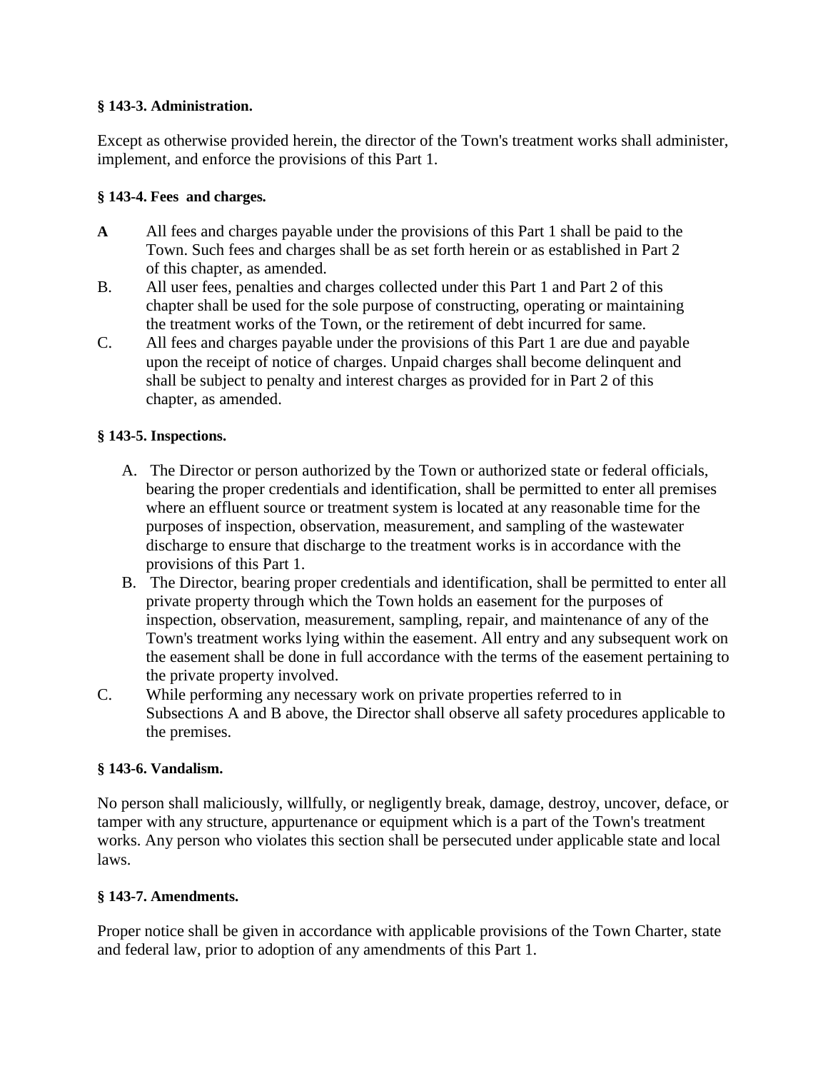**§ 143-3. Administration.**

Except as otherwise provided herein, the director of the Town's treatment works shall administer, implement, and enforce the provisions of this Part 1.

**§ 143-4. Fees and charges.**

**A** All fees and charges payable under the provisions of this Part 1 shall be paid to the Town. Such fees and charges shall be as set forth herein or as established in Part 2 of this chapter, as amended.

B. All user fees, penalties and charges collected under this Part 1 and Part 2 of this chapter shall be used for the sole purpose of constructing, operating or maintaining the treatment works of the Town, or the retirement of debt incurred for same.

C. All fees and charges payable under the provisions of this Part 1 are due and payable upon the receipt of notice of charges. Unpaid charges shall become delinquent and shall be subject to penalty and interest charges as provided for in Part 2 of this chapter, as amended.

**§ 143-5. Inspections.**

A. The Director or person authorized by the Town or authorized state or federal officials, bearing the proper credentials and identification, shall be permitted to enter all premises where an effluent source or treatment system is located at any reasonable time for the purposes of inspection, observation, measurement, and sampling of the wastewater discharge to ensure that discharge to the treatment works is in accordance with the provisions of this Part 1.

B. The Director, bearing proper credentials and identification, shall be permitted to enter all private property through which the Town holds an easement for the purposes of inspection, observation, measurement, sampling, repair, and maintenance of any of the Town's treatment works lying within the easement. All entry and any subsequent work on the easement shall be done in full accordance with the terms of the easement pertaining to the private property involved.

C. While performing any necessary work on private properties referred to in Subsections A and B above, the Director shall observe all safety procedures applicable to the premises.

**§ 143-6. Vandalism.**

No person shall maliciously, willfully, or negligently break, damage, destroy, uncover, deface, or tamper with any structure, appurtenance or equipment which is a part of the Town's treatment works. Any person who violates this section shall be persecuted under applicable state and local laws.

**§ 143-7. Amendments.**

Proper notice shall be given in accordance with applicable provisions of the Town Charter, state and federal law, prior to adoption of any amendments of this Part 1.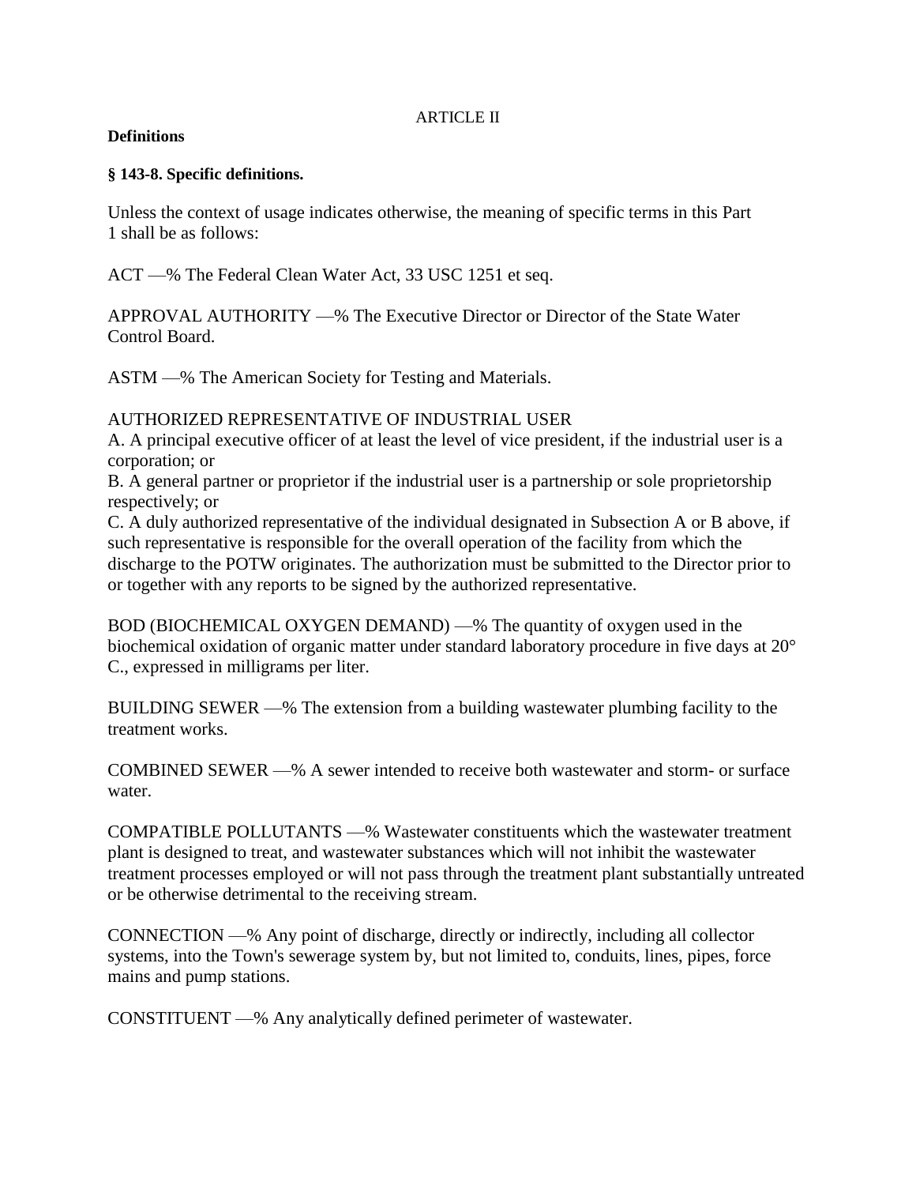ARTICLE II

**Definitions**

**§ 143-8. Specific definitions.**

Unless the context of usage indicates otherwise, the meaning of specific terms in this Part 1 shall be as follows:

ACT —% The Federal Clean Water Act, 33 USC 1251 et seq.

APPROVAL AUTHORITY —% The Executive Director or Director of the State Water Control Board.

ASTM —% The American Society for Testing and Materials.

AUTHORIZED REPRESENTATIVE OF INDUSTRIAL USER

A. A principal executive officer of at least the level of vice president, if the industrial user is a corporation; or

B. A general partner or proprietor if the industrial user is a partnership or sole proprietorship respectively; or

C. A duly authorized representative of the individual designated in Subsection A or B above, if such representative is responsible for the overall operation of the facility from which the discharge to the POTW originates. The authorization must be submitted to the Director prior to or together with any reports to be signed by the authorized representative.

BOD (BIOCHEMICAL OXYGEN DEMAND) —% The quantity of oxygen used in the biochemical oxidation of organic matter under standard laboratory procedure in five days at 20° C., expressed in milligrams per liter.

BUILDING SEWER —% The extension from a building wastewater plumbing facility to the treatment works.

COMBINED SEWER —% A sewer intended to receive both wastewater and storm- or surface water.

COMPATIBLE POLLUTANTS —% Wastewater constituents which the wastewater treatment plant is designed to treat, and wastewater substances which will not inhibit the wastewater treatment processes employed or will not pass through the treatment plant substantially untreated or be otherwise detrimental to the receiving stream.

CONNECTION —% Any point of discharge, directly or indirectly, including all collector systems, into the Town's sewerage system by, but not limited to, conduits, lines, pipes, force mains and pump stations.

CONSTITUENT —% Any analytically defined perimeter of wastewater.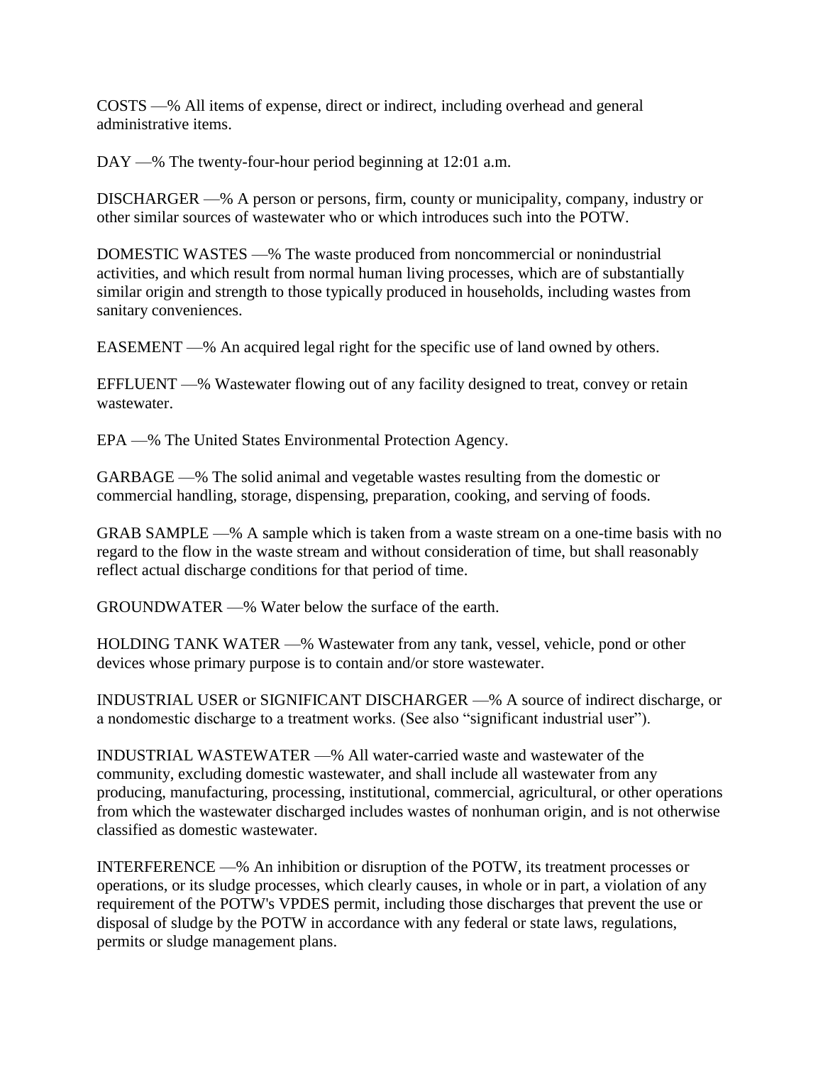COSTS —% All items of expense, direct or indirect, including overhead and general administrative items.

DAY —% The twenty-four-hour period beginning at 12:01 a.m.

DISCHARGER —% A person or persons, firm, county or municipality, company, industry or other similar sources of wastewater who or which introduces such into the POTW.

DOMESTIC WASTES —% The waste produced from noncommercial or nonindustrial activities, and which result from normal human living processes, which are of substantially similar origin and strength to those typically produced in households, including wastes from sanitary conveniences.

EASEMENT —% An acquired legal right for the specific use of land owned by others.

EFFLUENT —% Wastewater flowing out of any facility designed to treat, convey or retain wastewater.

EPA —% The United States Environmental Protection Agency.

GARBAGE —% The solid animal and vegetable wastes resulting from the domestic or commercial handling, storage, dispensing, preparation, cooking, and serving of foods.

GRAB SAMPLE —% A sample which is taken from a waste stream on a one-time basis with no regard to the flow in the waste stream and without consideration of time, but shall reasonably reflect actual discharge conditions for that period of time.

GROUNDWATER —% Water below the surface of the earth.

HOLDING TANK WATER —% Wastewater from any tank, vessel, vehicle, pond or other devices whose primary purpose is to contain and/or store wastewater.

INDUSTRIAL USER or SIGNIFICANT DISCHARGER —% A source of indirect discharge, or a nondomestic discharge to a treatment works. (See also "significant industrial user").

INDUSTRIAL WASTEWATER —% All water-carried waste and wastewater of the community, excluding domestic wastewater, and shall include all wastewater from any producing, manufacturing, processing, institutional, commercial, agricultural, or other operations from which the wastewater discharged includes wastes of nonhuman origin, and is not otherwise classified as domestic wastewater.

INTERFERENCE —% An inhibition or disruption of the POTW, its treatment processes or operations, or its sludge processes, which clearly causes, in whole or in part, a violation of any requirement of the POTW's VPDES permit, including those discharges that prevent the use or disposal of sludge by the POTW in accordance with any federal or state laws, regulations, permits or sludge management plans.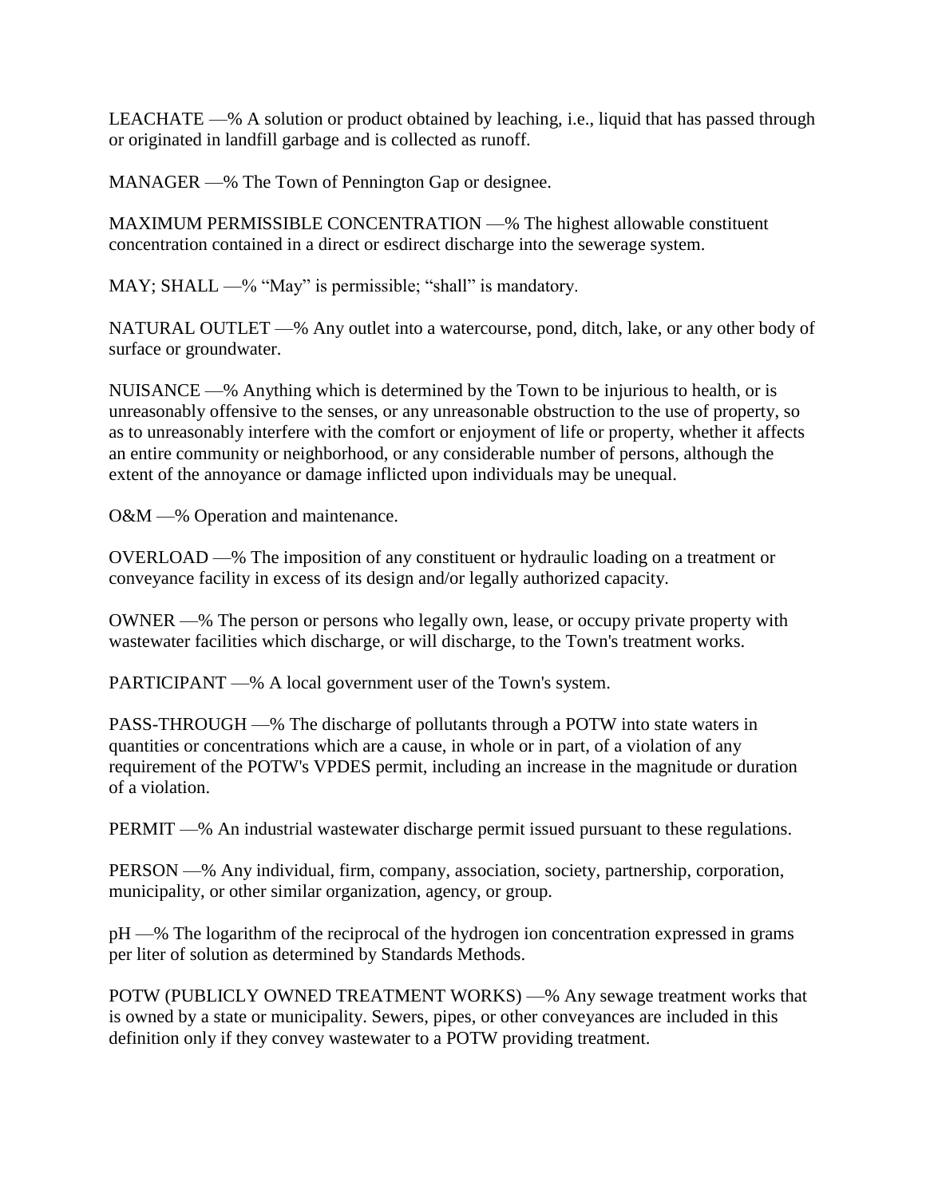LEACHATE —% A solution or product obtained by leaching, i.e., liquid that has passed through or originated in landfill garbage and is collected as runoff.

MANAGER —% The Town of Pennington Gap or designee.

MAXIMUM PERMISSIBLE CONCENTRATION —% The highest allowable constituent concentration contained in a direct or esdirect discharge into the sewerage system.

MAY; SHALL —% "May" is permissible; "shall" is mandatory.

NATURAL OUTLET —% Any outlet into a watercourse, pond, ditch, lake, or any other body of surface or groundwater.

NUISANCE —% Anything which is determined by the Town to be injurious to health, or is unreasonably offensive to the senses, or any unreasonable obstruction to the use of property, so as to unreasonably interfere with the comfort or enjoyment of life or property, whether it affects an entire community or neighborhood, or any considerable number of persons, although the extent of the annoyance or damage inflicted upon individuals may be unequal.

O&M —% Operation and maintenance.

OVERLOAD —% The imposition of any constituent or hydraulic loading on a treatment or conveyance facility in excess of its design and/or legally authorized capacity.

OWNER —% The person or persons who legally own, lease, or occupy private property with wastewater facilities which discharge, or will discharge, to the Town's treatment works.

PARTICIPANT —% A local government user of the Town's system.

PASS-THROUGH —% The discharge of pollutants through a POTW into state waters in quantities or concentrations which are a cause, in whole or in part, of a violation of any requirement of the POTW's VPDES permit, including an increase in the magnitude or duration of a violation.

PERMIT —% An industrial wastewater discharge permit issued pursuant to these regulations.

PERSON —% Any individual, firm, company, association, society, partnership, corporation, municipality, or other similar organization, agency, or group.

pH —% The logarithm of the reciprocal of the hydrogen ion concentration expressed in grams per liter of solution as determined by Standards Methods.

POTW (PUBLICLY OWNED TREATMENT WORKS) —% Any sewage treatment works that is owned by a state or municipality. Sewers, pipes, or other conveyances are included in this definition only if they convey wastewater to a POTW providing treatment.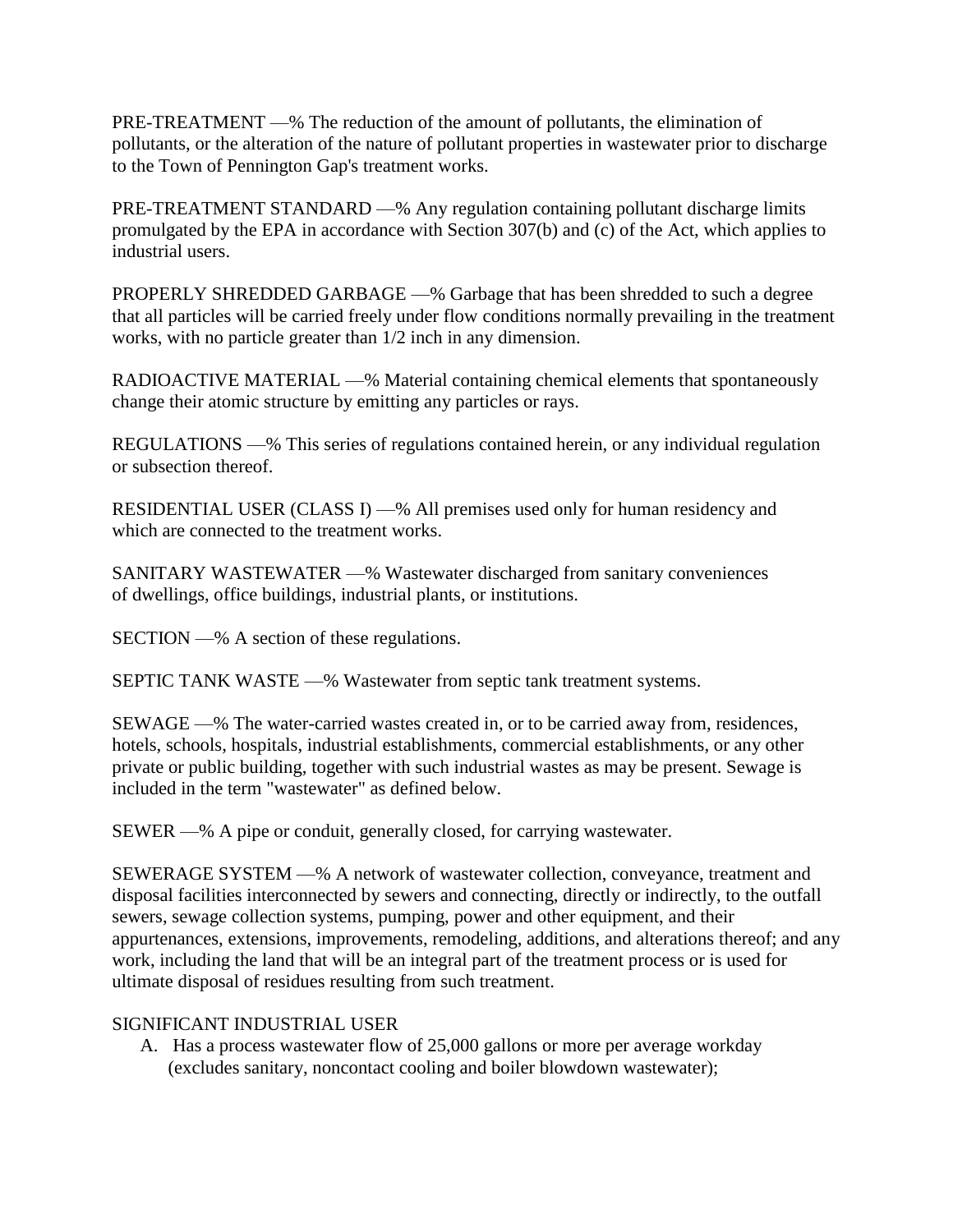PRE-TREATMENT —% The reduction of the amount of pollutants, the elimination of pollutants, or the alteration of the nature of pollutant properties in wastewater prior to discharge to the Town of Pennington Gap's treatment works.

PRE-TREATMENT STANDARD —% Any regulation containing pollutant discharge limits promulgated by the EPA in accordance with Section 307(b) and (c) of the Act, which applies to industrial users.

PROPERLY SHREDDED GARBAGE —% Garbage that has been shredded to such a degree that all particles will be carried freely under flow conditions normally prevailing in the treatment works, with no particle greater than 1/2 inch in any dimension.

RADIOACTIVE MATERIAL —% Material containing chemical elements that spontaneously change their atomic structure by emitting any particles or rays.

REGULATIONS —% This series of regulations contained herein, or any individual regulation or subsection thereof.

RESIDENTIAL USER (CLASS I) —% All premises used only for human residency and which are connected to the treatment works.

SANITARY WASTEWATER —% Wastewater discharged from sanitary conveniences of dwellings, office buildings, industrial plants, or institutions.

SECTION —% A section of these regulations.

SEPTIC TANK WASTE —% Wastewater from septic tank treatment systems.

SEWAGE —% The water-carried wastes created in, or to be carried away from, residences, hotels, schools, hospitals, industrial establishments, commercial establishments, or any other private or public building, together with such industrial wastes as may be present. Sewage is included in the term "wastewater" as defined below.

SEWER —% A pipe or conduit, generally closed, for carrying wastewater.

SEWERAGE SYSTEM —% A network of wastewater collection, conveyance, treatment and disposal facilities interconnected by sewers and connecting, directly or indirectly, to the outfall sewers, sewage collection systems, pumping, power and other equipment, and their appurtenances, extensions, improvements, remodeling, additions, and alterations thereof; and any work, including the land that will be an integral part of the treatment process or is used for ultimate disposal of residues resulting from such treatment.

SIGNIFICANT INDUSTRIAL USER

A. Has a process wastewater flow of 25,000 gallons or more per average workday (excludes sanitary, noncontact cooling and boiler blowdown wastewater);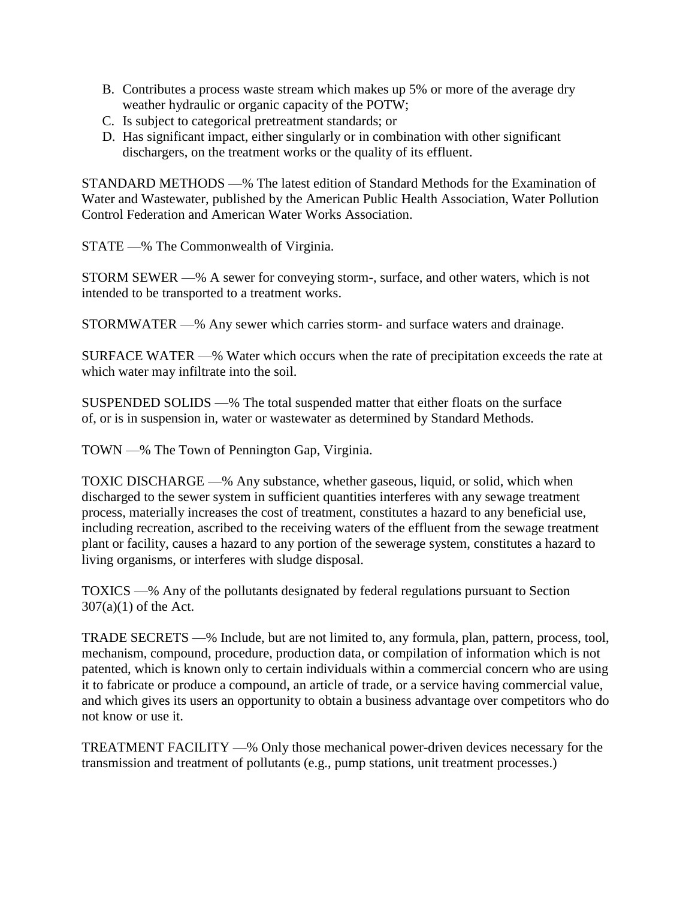B. Contributes a process waste stream which makes up 5% or more of the average dry weather hydraulic or organic capacity of the POTW;
C. Is subject to categorical pretreatment standards; or
D. Has significant impact, either singularly or in combination with other significant dischargers, on the treatment works or the quality of its effluent.

STANDARD METHODS —% The latest edition of Standard Methods for the Examination of Water and Wastewater, published by the American Public Health Association, Water Pollution Control Federation and American Water Works Association.

STATE —% The Commonwealth of Virginia.

STORM SEWER —% A sewer for conveying storm-, surface, and other waters, which is not intended to be transported to a treatment works.

STORMWATER —% Any sewer which carries storm- and surface waters and drainage.

SURFACE WATER —% Water which occurs when the rate of precipitation exceeds the rate at which water may infiltrate into the soil.

SUSPENDED SOLIDS —% The total suspended matter that either floats on the surface of, or is in suspension in, water or wastewater as determined by Standard Methods.

TOWN —% The Town of Pennington Gap, Virginia.

TOXIC DISCHARGE —% Any substance, whether gaseous, liquid, or solid, which when discharged to the sewer system in sufficient quantities interferes with any sewage treatment process, materially increases the cost of treatment, constitutes a hazard to any beneficial use, including recreation, ascribed to the receiving waters of the effluent from the sewage treatment plant or facility, causes a hazard to any portion of the sewerage system, constitutes a hazard to living organisms, or interferes with sludge disposal.

TOXICS —% Any of the pollutants designated by federal regulations pursuant to Section 307(a)(1) of the Act.

TRADE SECRETS —% Include, but are not limited to, any formula, plan, pattern, process, tool, mechanism, compound, procedure, production data, or compilation of information which is not patented, which is known only to certain individuals within a commercial concern who are using it to fabricate or produce a compound, an article of trade, or a service having commercial value, and which gives its users an opportunity to obtain a business advantage over competitors who do not know or use it.

TREATMENT FACILITY —% Only those mechanical power-driven devices necessary for the transmission and treatment of pollutants (e.g., pump stations, unit treatment processes.)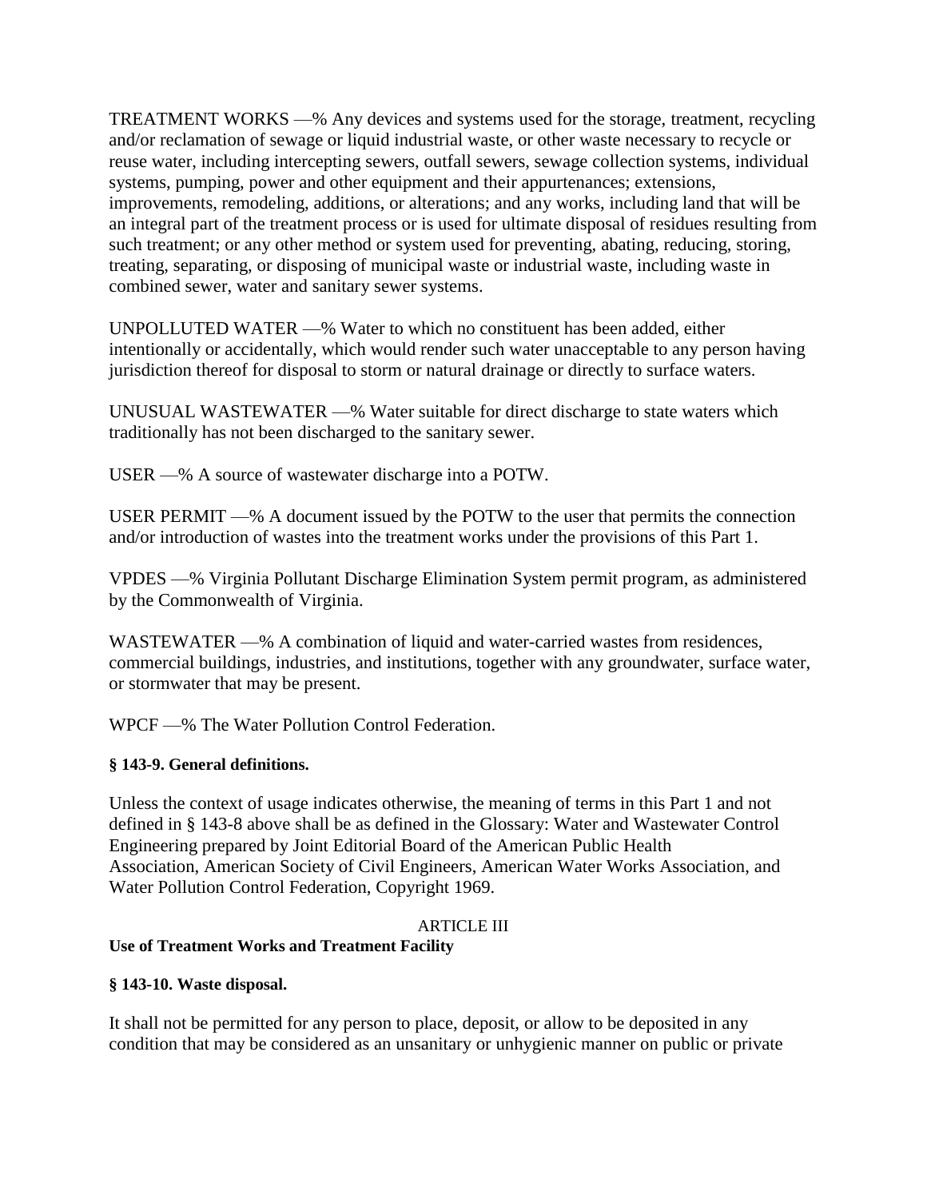TREATMENT WORKS —% Any devices and systems used for the storage, treatment, recycling and/or reclamation of sewage or liquid industrial waste, or other waste necessary to recycle or reuse water, including intercepting sewers, outfall sewers, sewage collection systems, individual systems, pumping, power and other equipment and their appurtenances; extensions, improvements, remodeling, additions, or alterations; and any works, including land that will be an integral part of the treatment process or is used for ultimate disposal of residues resulting from such treatment; or any other method or system used for preventing, abating, reducing, storing, treating, separating, or disposing of municipal waste or industrial waste, including waste in combined sewer, water and sanitary sewer systems.

UNPOLLUTED WATER —% Water to which no constituent has been added, either intentionally or accidentally, which would render such water unacceptable to any person having jurisdiction thereof for disposal to storm or natural drainage or directly to surface waters.

UNUSUAL WASTEWATER —% Water suitable for direct discharge to state waters which traditionally has not been discharged to the sanitary sewer.

USER —% A source of wastewater discharge into a POTW.

USER PERMIT —% A document issued by the POTW to the user that permits the connection and/or introduction of wastes into the treatment works under the provisions of this Part 1.

VPDES —% Virginia Pollutant Discharge Elimination System permit program, as administered by the Commonwealth of Virginia.

WASTEWATER —% A combination of liquid and water-carried wastes from residences, commercial buildings, industries, and institutions, together with any groundwater, surface water, or stormwater that may be present.

WPCF —% The Water Pollution Control Federation.

**§ 143-9. General definitions.**

Unless the context of usage indicates otherwise, the meaning of terms in this Part 1 and not defined in § 143-8 above shall be as defined in the Glossary: Water and Wastewater Control Engineering prepared by Joint Editorial Board of the American Public Health Association, American Society of Civil Engineers, American Water Works Association, and Water Pollution Control Federation, Copyright 1969.

ARTICLE III

**Use of Treatment Works and Treatment Facility**

**§ 143-10. Waste disposal.**

It shall not be permitted for any person to place, deposit, or allow to be deposited in any condition that may be considered as an unsanitary or unhygienic manner on public or private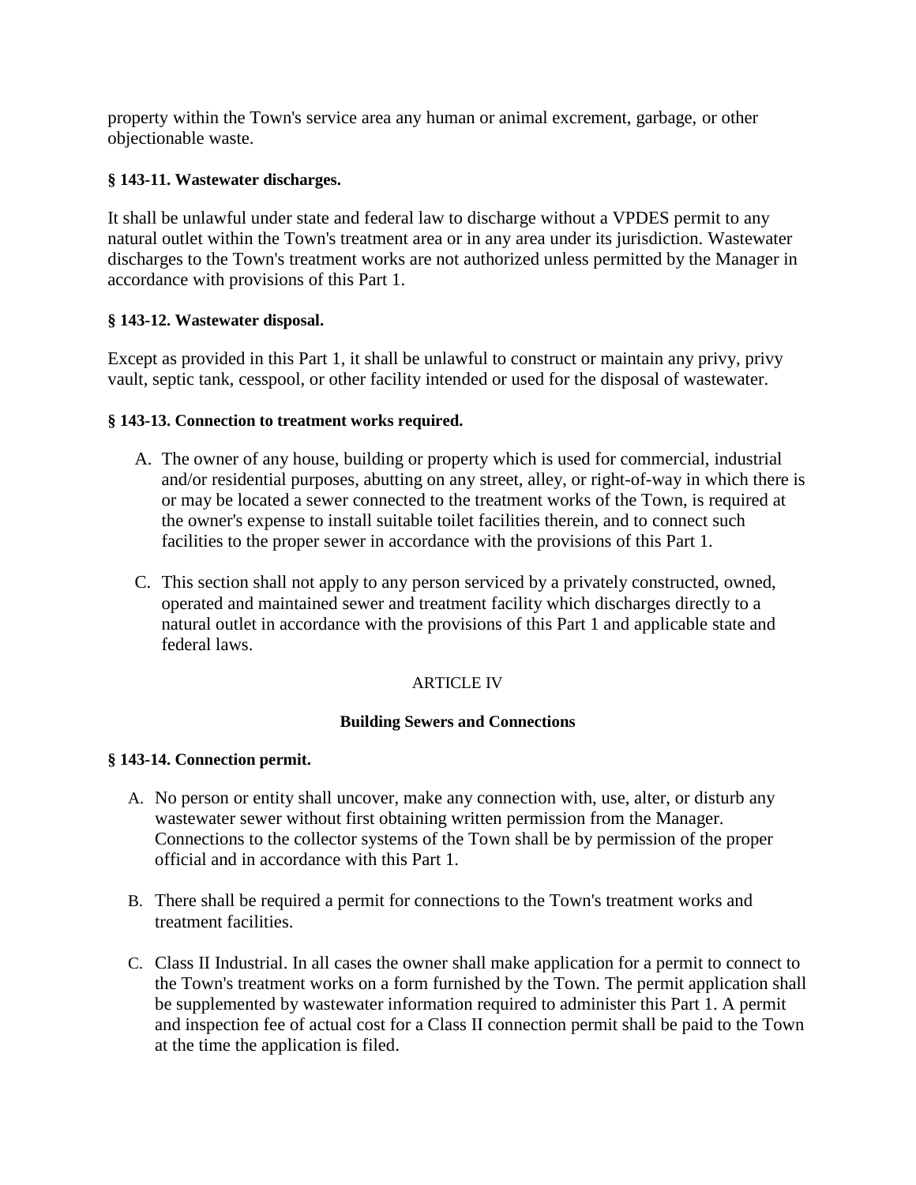property within the Town's service area any human or animal excrement, garbage, or other objectionable waste.

**§ 143-11. Wastewater discharges.**

It shall be unlawful under state and federal law to discharge without a VPDES permit to any natural outlet within the Town's treatment area or in any area under its jurisdiction. Wastewater discharges to the Town's treatment works are not authorized unless permitted by the Manager in accordance with provisions of this Part 1.

**§ 143-12. Wastewater disposal.**

Except as provided in this Part 1, it shall be unlawful to construct or maintain any privy, privy vault, septic tank, cesspool, or other facility intended or used for the disposal of wastewater.

**§ 143-13. Connection to treatment works required.**

A. The owner of any house, building or property which is used for commercial, industrial and/or residential purposes, abutting on any street, alley, or right-of-way in which there is or may be located a sewer connected to the treatment works of the Town, is required at the owner's expense to install suitable toilet facilities therein, and to connect such facilities to the proper sewer in accordance with the provisions of this Part 1.

C. This section shall not apply to any person serviced by a privately constructed, owned, operated and maintained sewer and treatment facility which discharges directly to a natural outlet in accordance with the provisions of this Part 1 and applicable state and federal laws.

ARTICLE IV

**Building Sewers and Connections**

**§ 143-14. Connection permit.**

A. No person or entity shall uncover, make any connection with, use, alter, or disturb any wastewater sewer without first obtaining written permission from the Manager. Connections to the collector systems of the Town shall be by permission of the proper official and in accordance with this Part 1.

B. There shall be required a permit for connections to the Town's treatment works and treatment facilities.

C. Class II Industrial. In all cases the owner shall make application for a permit to connect to the Town's treatment works on a form furnished by the Town. The permit application shall be supplemented by wastewater information required to administer this Part 1. A permit and inspection fee of actual cost for a Class II connection permit shall be paid to the Town at the time the application is filed.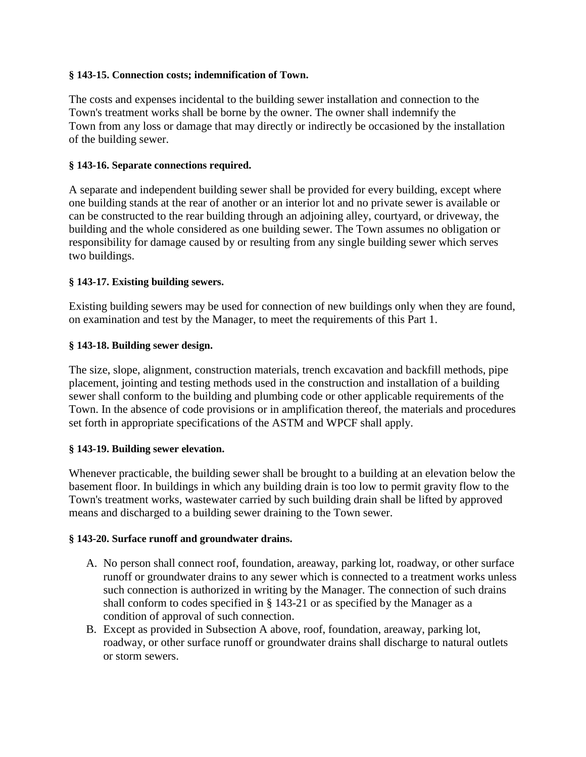**§ 143-15. Connection costs; indemnification of Town.**

The costs and expenses incidental to the building sewer installation and connection to the Town's treatment works shall be borne by the owner. The owner shall indemnify the Town from any loss or damage that may directly or indirectly be occasioned by the installation of the building sewer.

**§ 143-16. Separate connections required.**

A separate and independent building sewer shall be provided for every building, except where one building stands at the rear of another or an interior lot and no private sewer is available or can be constructed to the rear building through an adjoining alley, courtyard, or driveway, the building and the whole considered as one building sewer. The Town assumes no obligation or responsibility for damage caused by or resulting from any single building sewer which serves two buildings.

**§ 143-17. Existing building sewers.**

Existing building sewers may be used for connection of new buildings only when they are found, on examination and test by the Manager, to meet the requirements of this Part 1.

**§ 143-18. Building sewer design.**

The size, slope, alignment, construction materials, trench excavation and backfill methods, pipe placement, jointing and testing methods used in the construction and installation of a building sewer shall conform to the building and plumbing code or other applicable requirements of the Town. In the absence of code provisions or in amplification thereof, the materials and procedures set forth in appropriate specifications of the ASTM and WPCF shall apply.

**§ 143-19. Building sewer elevation.**

Whenever practicable, the building sewer shall be brought to a building at an elevation below the basement floor. In buildings in which any building drain is too low to permit gravity flow to the Town's treatment works, wastewater carried by such building drain shall be lifted by approved means and discharged to a building sewer draining to the Town sewer.

**§ 143-20. Surface runoff and groundwater drains.**

A. No person shall connect roof, foundation, areaway, parking lot, roadway, or other surface runoff or groundwater drains to any sewer which is connected to a treatment works unless such connection is authorized in writing by the Manager. The connection of such drains shall conform to codes specified in § 143-21 or as specified by the Manager as a condition of approval of such connection.

B. Except as provided in Subsection A above, roof, foundation, areaway, parking lot, roadway, or other surface runoff or groundwater drains shall discharge to natural outlets or storm sewers.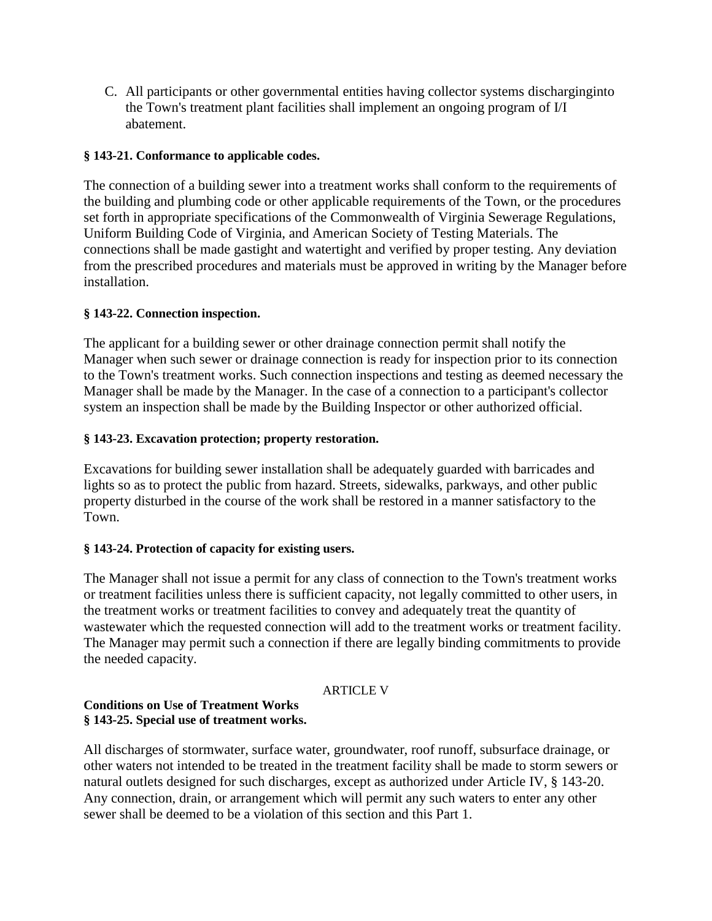C. All participants or other governmental entities having collector systems discharginginto the Town's treatment plant facilities shall implement an ongoing program of I/I abatement.

**§ 143-21. Conformance to applicable codes.**

The connection of a building sewer into a treatment works shall conform to the requirements of the building and plumbing code or other applicable requirements of the Town, or the procedures set forth in appropriate specifications of the Commonwealth of Virginia Sewerage Regulations, Uniform Building Code of Virginia, and American Society of Testing Materials. The connections shall be made gastight and watertight and verified by proper testing. Any deviation from the prescribed procedures and materials must be approved in writing by the Manager before installation.

**§ 143-22. Connection inspection.**

The applicant for a building sewer or other drainage connection permit shall notify the Manager when such sewer or drainage connection is ready for inspection prior to its connection to the Town's treatment works. Such connection inspections and testing as deemed necessary the Manager shall be made by the Manager. In the case of a connection to a participant's collector system an inspection shall be made by the Building Inspector or other authorized official.

**§ 143-23. Excavation protection; property restoration.**

Excavations for building sewer installation shall be adequately guarded with barricades and lights so as to protect the public from hazard. Streets, sidewalks, parkways, and other public property disturbed in the course of the work shall be restored in a manner satisfactory to the Town.

**§ 143-24. Protection of capacity for existing users.**

The Manager shall not issue a permit for any class of connection to the Town's treatment works or treatment facilities unless there is sufficient capacity, not legally committed to other users, in the treatment works or treatment facilities to convey and adequately treat the quantity of wastewater which the requested connection will add to the treatment works or treatment facility. The Manager may permit such a connection if there are legally binding commitments to provide the needed capacity.

ARTICLE V

**Conditions on Use of Treatment Works**

**§ 143-25. Special use of treatment works.**

All discharges of stormwater, surface water, groundwater, roof runoff, subsurface drainage, or other waters not intended to be treated in the treatment facility shall be made to storm sewers or natural outlets designed for such discharges, except as authorized under Article IV, § 143-20. Any connection, drain, or arrangement which will permit any such waters to enter any other sewer shall be deemed to be a violation of this section and this Part 1.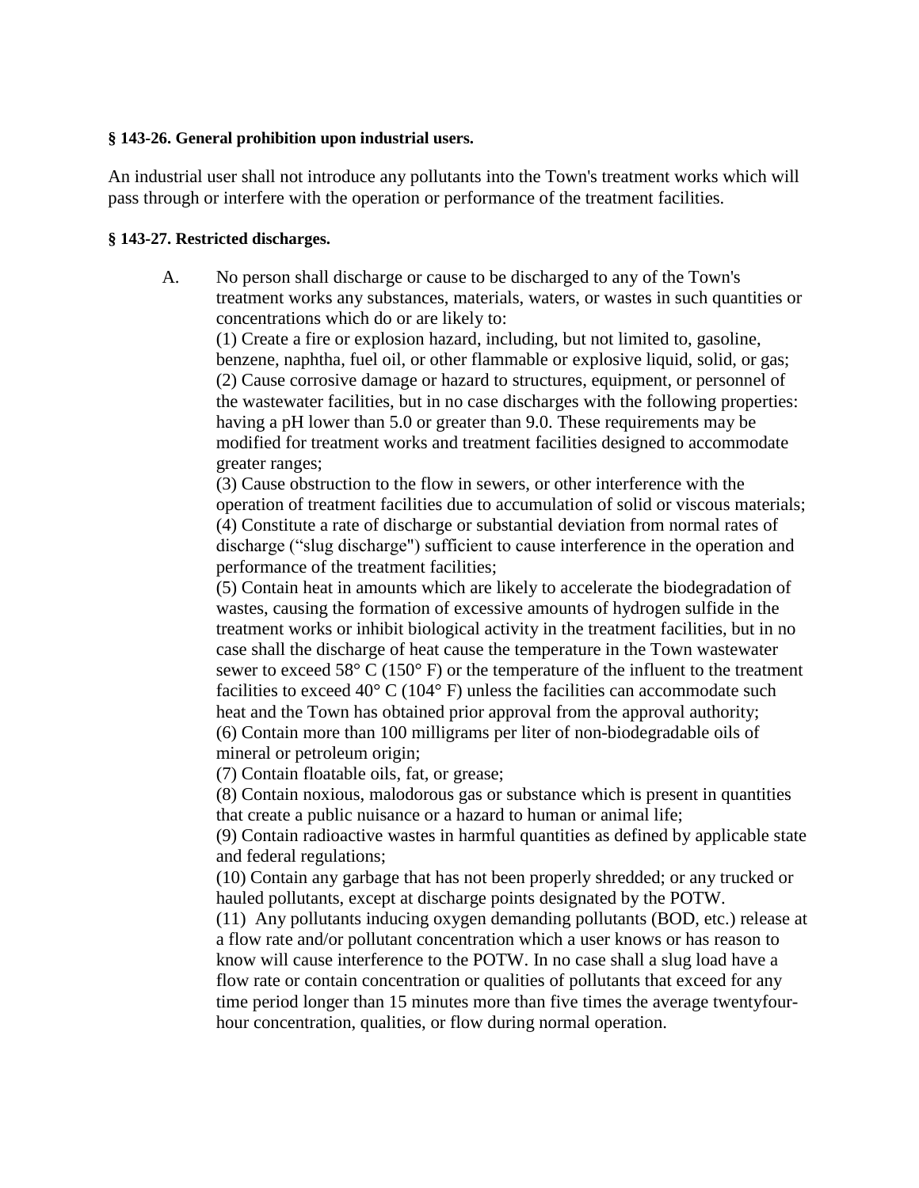**§ 143-26. General prohibition upon industrial users.**

An industrial user shall not introduce any pollutants into the Town's treatment works which will pass through or interfere with the operation or performance of the treatment facilities.

**§ 143-27. Restricted discharges.**

A. No person shall discharge or cause to be discharged to any of the Town's treatment works any substances, materials, waters, or wastes in such quantities or concentrations which do or are likely to:

(1) Create a fire or explosion hazard, including, but not limited to, gasoline, benzene, naphtha, fuel oil, or other flammable or explosive liquid, solid, or gas;

(2) Cause corrosive damage or hazard to structures, equipment, or personnel of the wastewater facilities, but in no case discharges with the following properties: having a pH lower than 5.0 or greater than 9.0. These requirements may be modified for treatment works and treatment facilities designed to accommodate greater ranges;

(3) Cause obstruction to the flow in sewers, or other interference with the operation of treatment facilities due to accumulation of solid or viscous materials;

(4) Constitute a rate of discharge or substantial deviation from normal rates of discharge ("slug discharge") sufficient to cause interference in the operation and performance of the treatment facilities;

(5) Contain heat in amounts which are likely to accelerate the biodegradation of wastes, causing the formation of excessive amounts of hydrogen sulfide in the treatment works or inhibit biological activity in the treatment facilities, but in no case shall the discharge of heat cause the temperature in the Town wastewater sewer to exceed 58° C (150° F) or the temperature of the influent to the treatment facilities to exceed 40° C (104° F) unless the facilities can accommodate such heat and the Town has obtained prior approval from the approval authority;

(6) Contain more than 100 milligrams per liter of non-biodegradable oils of mineral or petroleum origin;

(7) Contain floatable oils, fat, or grease;

(8) Contain noxious, malodorous gas or substance which is present in quantities that create a public nuisance or a hazard to human or animal life;

(9) Contain radioactive wastes in harmful quantities as defined by applicable state and federal regulations;

(10) Contain any garbage that has not been properly shredded; or any trucked or hauled pollutants, except at discharge points designated by the POTW.

(11) Any pollutants inducing oxygen demanding pollutants (BOD, etc.) release at a flow rate and/or pollutant concentration which a user knows or has reason to know will cause interference to the POTW. In no case shall a slug load have a flow rate or contain concentration or qualities of pollutants that exceed for any time period longer than 15 minutes more than five times the average twentyfour-hour concentration, qualities, or flow during normal operation.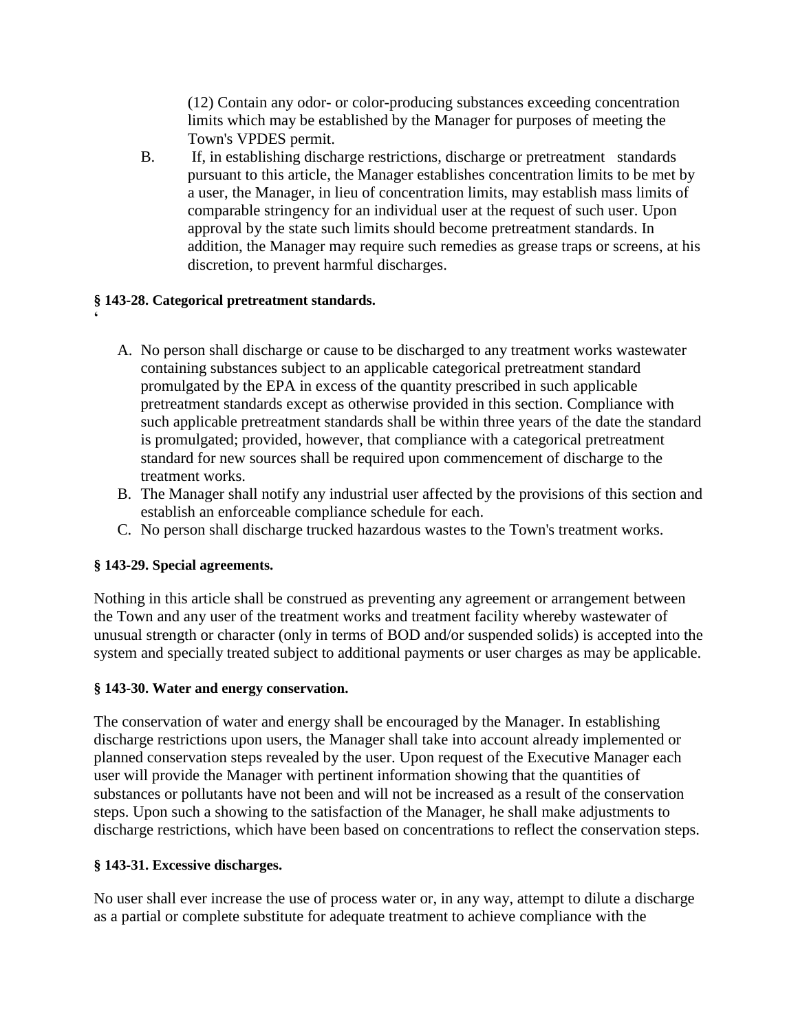(12) Contain any odor- or color-producing substances exceeding concentration limits which may be established by the Manager for purposes of meeting the Town's VPDES permit.

B. If, in establishing discharge restrictions, discharge or pretreatment standards pursuant to this article, the Manager establishes concentration limits to be met by a user, the Manager, in lieu of concentration limits, may establish mass limits of comparable stringency for an individual user at the request of such user. Upon approval by the state such limits should become pretreatment standards. In addition, the Manager may require such remedies as grease traps or screens, at his discretion, to prevent harmful discharges.

**§ 143-28. Categorical pretreatment standards.**

‘

A. No person shall discharge or cause to be discharged to any treatment works wastewater containing substances subject to an applicable categorical pretreatment standard promulgated by the EPA in excess of the quantity prescribed in such applicable pretreatment standards except as otherwise provided in this section. Compliance with such applicable pretreatment standards shall be within three years of the date the standard is promulgated; provided, however, that compliance with a categorical pretreatment standard for new sources shall be required upon commencement of discharge to the treatment works.
B. The Manager shall notify any industrial user affected by the provisions of this section and establish an enforceable compliance schedule for each.
C. No person shall discharge trucked hazardous wastes to the Town's treatment works.

**§ 143-29. Special agreements.**

Nothing in this article shall be construed as preventing any agreement or arrangement between the Town and any user of the treatment works and treatment facility whereby wastewater of unusual strength or character (only in terms of BOD and/or suspended solids) is accepted into the system and specially treated subject to additional payments or user charges as may be applicable.

**§ 143-30. Water and energy conservation.**

The conservation of water and energy shall be encouraged by the Manager. In establishing discharge restrictions upon users, the Manager shall take into account already implemented or planned conservation steps revealed by the user. Upon request of the Executive Manager each user will provide the Manager with pertinent information showing that the quantities of substances or pollutants have not been and will not be increased as a result of the conservation steps. Upon such a showing to the satisfaction of the Manager, he shall make adjustments to discharge restrictions, which have been based on concentrations to reflect the conservation steps.

**§ 143-31. Excessive discharges.**

No user shall ever increase the use of process water or, in any way, attempt to dilute a discharge as a partial or complete substitute for adequate treatment to achieve compliance with the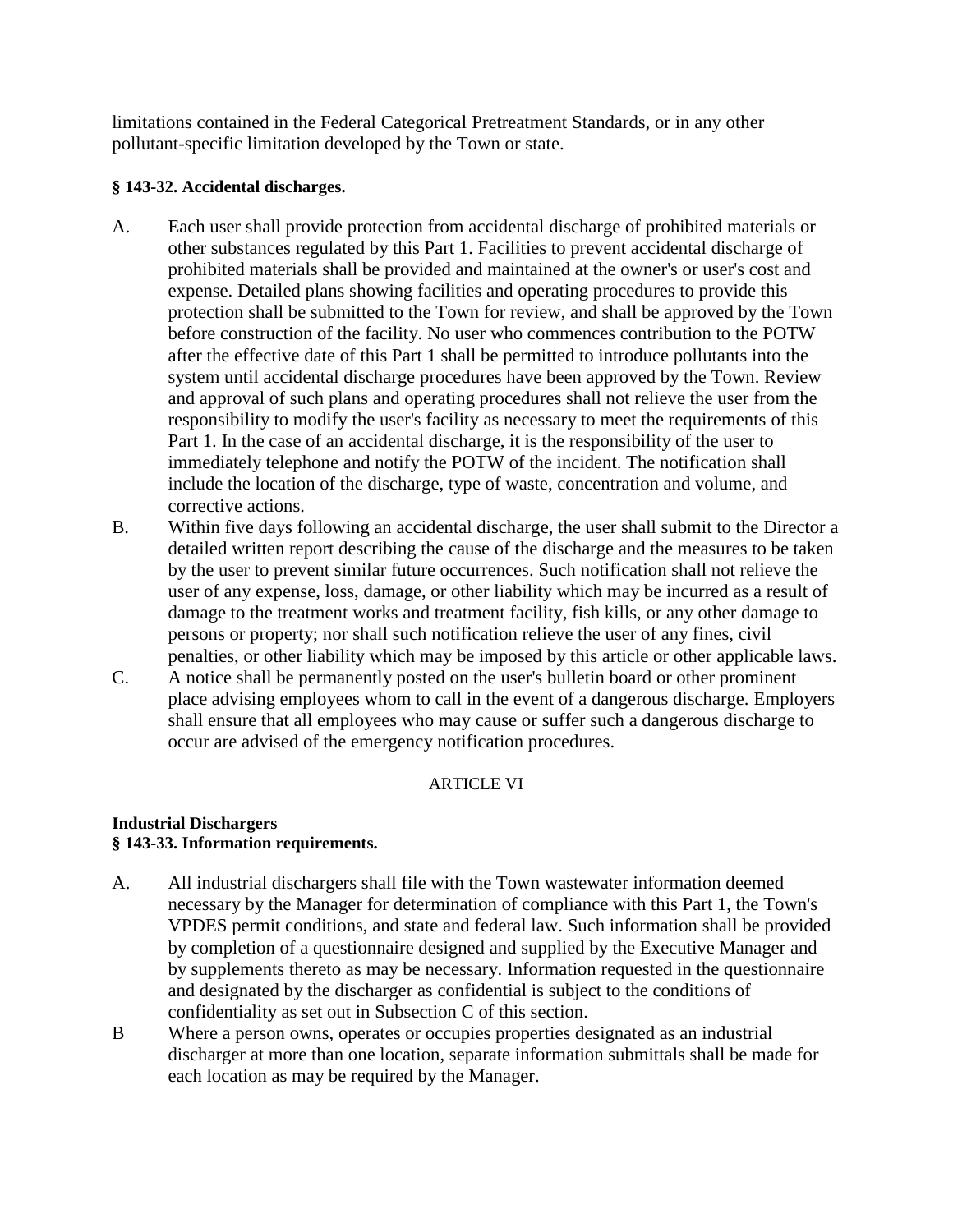limitations contained in the Federal Categorical Pretreatment Standards, or in any other pollutant-specific limitation developed by the Town or state.

**§ 143-32. Accidental discharges.**

A. Each user shall provide protection from accidental discharge of prohibited materials or other substances regulated by this Part 1. Facilities to prevent accidental discharge of prohibited materials shall be provided and maintained at the owner's or user's cost and expense. Detailed plans showing facilities and operating procedures to provide this protection shall be submitted to the Town for review, and shall be approved by the Town before construction of the facility. No user who commences contribution to the POTW after the effective date of this Part 1 shall be permitted to introduce pollutants into the system until accidental discharge procedures have been approved by the Town. Review and approval of such plans and operating procedures shall not relieve the user from the responsibility to modify the user's facility as necessary to meet the requirements of this Part 1. In the case of an accidental discharge, it is the responsibility of the user to immediately telephone and notify the POTW of the incident. The notification shall include the location of the discharge, type of waste, concentration and volume, and corrective actions.

B. Within five days following an accidental discharge, the user shall submit to the Director a detailed written report describing the cause of the discharge and the measures to be taken by the user to prevent similar future occurrences. Such notification shall not relieve the user of any expense, loss, damage, or other liability which may be incurred as a result of damage to the treatment works and treatment facility, fish kills, or any other damage to persons or property; nor shall such notification relieve the user of any fines, civil penalties, or other liability which may be imposed by this article or other applicable laws.

C. A notice shall be permanently posted on the user's bulletin board or other prominent place advising employees whom to call in the event of a dangerous discharge. Employers shall ensure that all employees who may cause or suffer such a dangerous discharge to occur are advised of the emergency notification procedures.

ARTICLE VI

**Industrial Dischargers**

**§ 143-33. Information requirements.**

A. All industrial dischargers shall file with the Town wastewater information deemed necessary by the Manager for determination of compliance with this Part 1, the Town's VPDES permit conditions, and state and federal law. Such information shall be provided by completion of a questionnaire designed and supplied by the Executive Manager and by supplements thereto as may be necessary. Information requested in the questionnaire and designated by the discharger as confidential is subject to the conditions of confidentiality as set out in Subsection C of this section.

B Where a person owns, operates or occupies properties designated as an industrial discharger at more than one location, separate information submittals shall be made for each location as may be required by the Manager.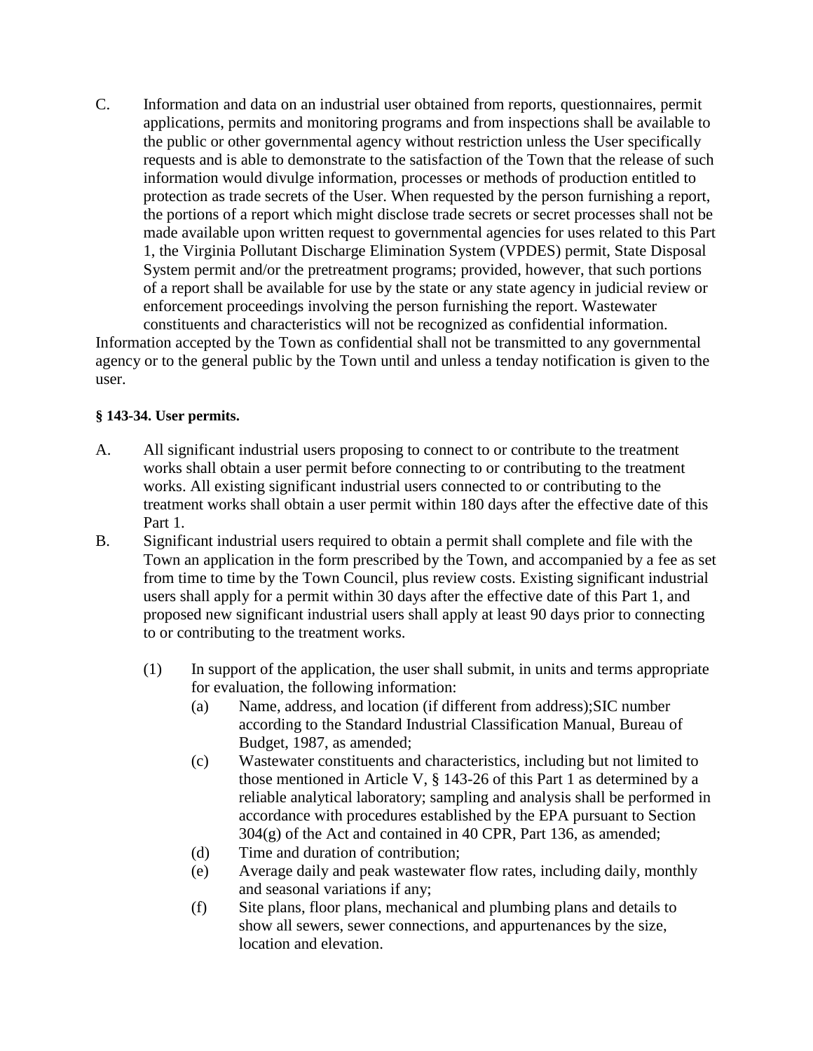C. Information and data on an industrial user obtained from reports, questionnaires, permit applications, permits and monitoring programs and from inspections shall be available to the public or other governmental agency without restriction unless the User specifically requests and is able to demonstrate to the satisfaction of the Town that the release of such information would divulge information, processes or methods of production entitled to protection as trade secrets of the User. When requested by the person furnishing a report, the portions of a report which might disclose trade secrets or secret processes shall not be made available upon written request to governmental agencies for uses related to this Part 1, the Virginia Pollutant Discharge Elimination System (VPDES) permit, State Disposal System permit and/or the pretreatment programs; provided, however, that such portions of a report shall be available for use by the state or any state agency in judicial review or enforcement proceedings involving the person furnishing the report. Wastewater constituents and characteristics will not be recognized as confidential information.

Information accepted by the Town as confidential shall not be transmitted to any governmental agency or to the general public by the Town until and unless a tenday notification is given to the user.

**§ 143-34. User permits.**

A. All significant industrial users proposing to connect to or contribute to the treatment works shall obtain a user permit before connecting to or contributing to the treatment works. All existing significant industrial users connected to or contributing to the treatment works shall obtain a user permit within 180 days after the effective date of this Part 1.

B. Significant industrial users required to obtain a permit shall complete and file with the Town an application in the form prescribed by the Town, and accompanied by a fee as set from time to time by the Town Council, plus review costs. Existing significant industrial users shall apply for a permit within 30 days after the effective date of this Part 1, and proposed new significant industrial users shall apply at least 90 days prior to connecting to or contributing to the treatment works.

(1) In support of the application, the user shall submit, in units and terms appropriate for evaluation, the following information:

(a) Name, address, and location (if different from address);SIC number according to the Standard Industrial Classification Manual, Bureau of Budget, 1987, as amended;

(c) Wastewater constituents and characteristics, including but not limited to those mentioned in Article V, § 143-26 of this Part 1 as determined by a reliable analytical laboratory; sampling and analysis shall be performed in accordance with procedures established by the EPA pursuant to Section 304(g) of the Act and contained in 40 CPR, Part 136, as amended;

(d) Time and duration of contribution;

(e) Average daily and peak wastewater flow rates, including daily, monthly and seasonal variations if any;

(f) Site plans, floor plans, mechanical and plumbing plans and details to show all sewers, sewer connections, and appurtenances by the size, location and elevation.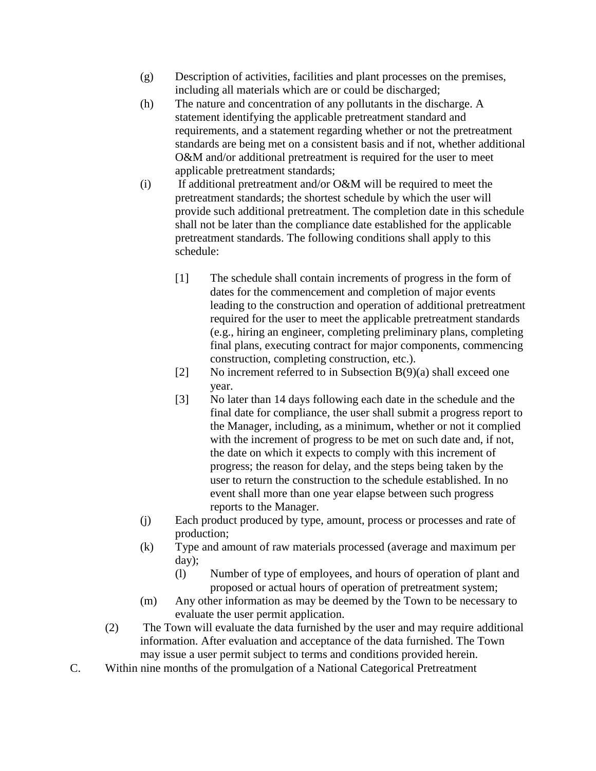(g) Description of activities, facilities and plant processes on the premises, including all materials which are or could be discharged;

(h) The nature and concentration of any pollutants in the discharge. A statement identifying the applicable pretreatment standard and requirements, and a statement regarding whether or not the pretreatment standards are being met on a consistent basis and if not, whether additional O&M and/or additional pretreatment is required for the user to meet applicable pretreatment standards;

(i) If additional pretreatment and/or O&M will be required to meet the pretreatment standards; the shortest schedule by which the user will provide such additional pretreatment. The completion date in this schedule shall not be later than the compliance date established for the applicable pretreatment standards. The following conditions shall apply to this schedule:

  [1] The schedule shall contain increments of progress in the form of dates for the commencement and completion of major events leading to the construction and operation of additional pretreatment required for the user to meet the applicable pretreatment standards (e.g., hiring an engineer, completing preliminary plans, completing final plans, executing contract for major components, commencing construction, completing construction, etc.).

  [2] No increment referred to in Subsection B(9)(a) shall exceed one year.

  [3] No later than 14 days following each date in the schedule and the final date for compliance, the user shall submit a progress report to the Manager, including, as a minimum, whether or not it complied with the increment of progress to be met on such date and, if not, the date on which it expects to comply with this increment of progress; the reason for delay, and the steps being taken by the user to return the construction to the schedule established. In no event shall more than one year elapse between such progress reports to the Manager.

(j) Each product produced by type, amount, process or processes and rate of production;

(k) Type and amount of raw materials processed (average and maximum per day);

  (l) Number of type of employees, and hours of operation of plant and proposed or actual hours of operation of pretreatment system;

(m) Any other information as may be deemed by the Town to be necessary to evaluate the user permit application.

(2) The Town will evaluate the data furnished by the user and may require additional information. After evaluation and acceptance of the data furnished. The Town may issue a user permit subject to terms and conditions provided herein.

C. Within nine months of the promulgation of a National Categorical Pretreatment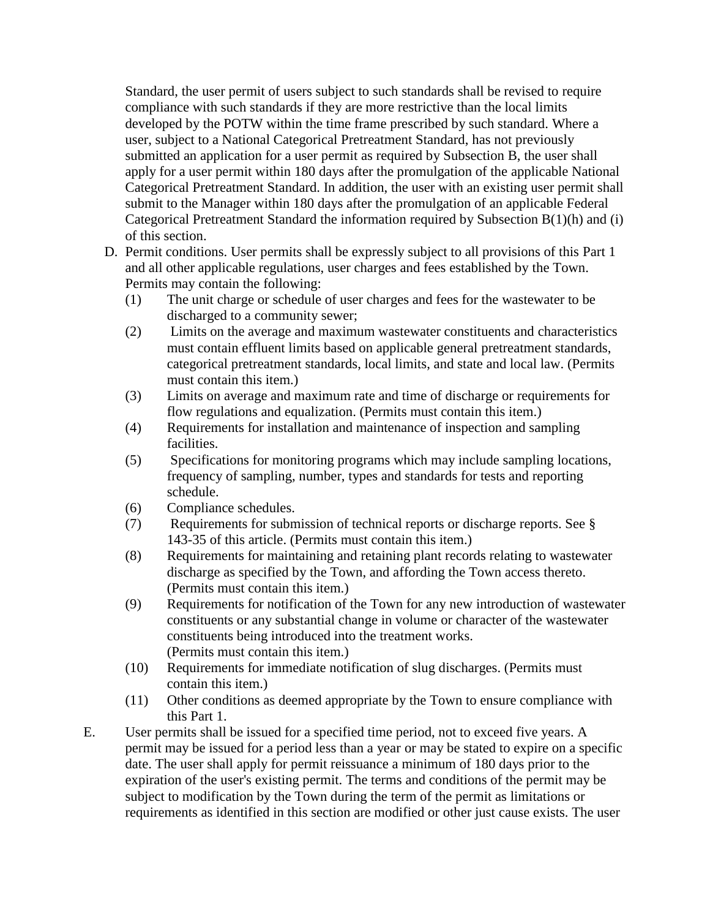Standard, the user permit of users subject to such standards shall be revised to require compliance with such standards if they are more restrictive than the local limits developed by the POTW within the time frame prescribed by such standard. Where a user, subject to a National Categorical Pretreatment Standard, has not previously submitted an application for a user permit as required by Subsection B, the user shall apply for a user permit within 180 days after the promulgation of the applicable National Categorical Pretreatment Standard. In addition, the user with an existing user permit shall submit to the Manager within 180 days after the promulgation of an applicable Federal Categorical Pretreatment Standard the information required by Subsection B(1)(h) and (i) of this section.

D. Permit conditions. User permits shall be expressly subject to all provisions of this Part 1 and all other applicable regulations, user charges and fees established by the Town. Permits may contain the following:
   - (1) The unit charge or schedule of user charges and fees for the wastewater to be discharged to a community sewer;
   - (2) Limits on the average and maximum wastewater constituents and characteristics must contain effluent limits based on applicable general pretreatment standards, categorical pretreatment standards, local limits, and state and local law. (Permits must contain this item.)
   - (3) Limits on average and maximum rate and time of discharge or requirements for flow regulations and equalization. (Permits must contain this item.)
   - (4) Requirements for installation and maintenance of inspection and sampling facilities.
   - (5) Specifications for monitoring programs which may include sampling locations, frequency of sampling, number, types and standards for tests and reporting schedule.
   - (6) Compliance schedules.
   - (7) Requirements for submission of technical reports or discharge reports. See § 143-35 of this article. (Permits must contain this item.)
   - (8) Requirements for maintaining and retaining plant records relating to wastewater discharge as specified by the Town, and affording the Town access thereto. (Permits must contain this item.)
   - (9) Requirements for notification of the Town for any new introduction of wastewater constituents or any substantial change in volume or character of the wastewater constituents being introduced into the treatment works. (Permits must contain this item.)
   - (10) Requirements for immediate notification of slug discharges. (Permits must contain this item.)
   - (11) Other conditions as deemed appropriate by the Town to ensure compliance with this Part 1.

E. User permits shall be issued for a specified time period, not to exceed five years. A permit may be issued for a period less than a year or may be stated to expire on a specific date. The user shall apply for permit reissuance a minimum of 180 days prior to the expiration of the user's existing permit. The terms and conditions of the permit may be subject to modification by the Town during the term of the permit as limitations or requirements as identified in this section are modified or other just cause exists. The user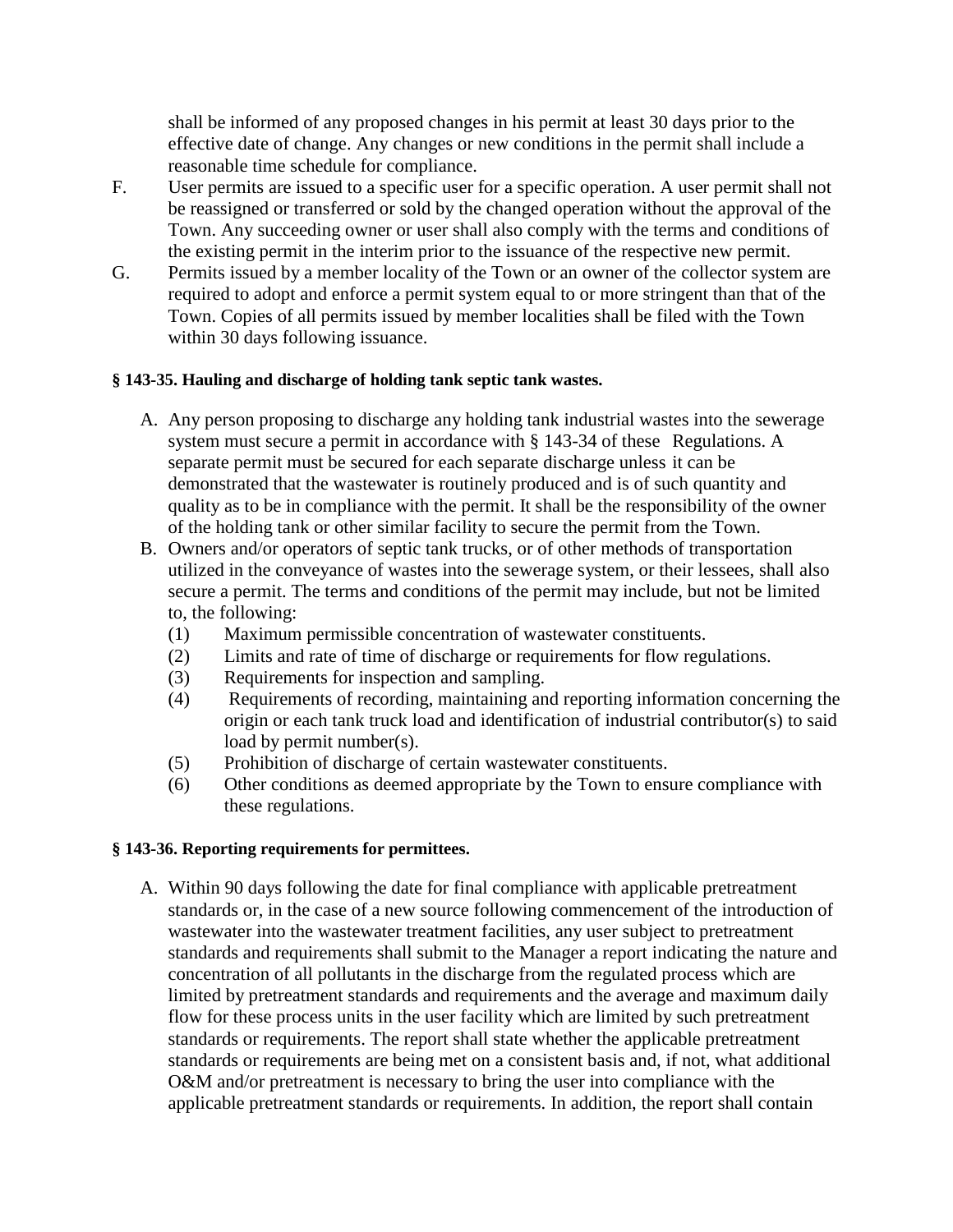shall be informed of any proposed changes in his permit at least 30 days prior to the effective date of change. Any changes or new conditions in the permit shall include a reasonable time schedule for compliance.

F. User permits are issued to a specific user for a specific operation. A user permit shall not be reassigned or transferred or sold by the changed operation without the approval of the Town. Any succeeding owner or user shall also comply with the terms and conditions of the existing permit in the interim prior to the issuance of the respective new permit.

G. Permits issued by a member locality of the Town or an owner of the collector system are required to adopt and enforce a permit system equal to or more stringent than that of the Town. Copies of all permits issued by member localities shall be filed with the Town within 30 days following issuance.

**§ 143-35. Hauling and discharge of holding tank septic tank wastes.**

A. Any person proposing to discharge any holding tank industrial wastes into the sewerage system must secure a permit in accordance with § 143-34 of these Regulations. A separate permit must be secured for each separate discharge unless it can be demonstrated that the wastewater is routinely produced and is of such quantity and quality as to be in compliance with the permit. It shall be the responsibility of the owner of the holding tank or other similar facility to secure the permit from the Town.

B. Owners and/or operators of septic tank trucks, or of other methods of transportation utilized in the conveyance of wastes into the sewerage system, or their lessees, shall also secure a permit. The terms and conditions of the permit may include, but not be limited to, the following:
   (1) Maximum permissible concentration of wastewater constituents.
   (2) Limits and rate of time of discharge or requirements for flow regulations.
   (3) Requirements for inspection and sampling.
   (4) Requirements of recording, maintaining and reporting information concerning the origin or each tank truck load and identification of industrial contributor(s) to said load by permit number(s).
   (5) Prohibition of discharge of certain wastewater constituents.
   (6) Other conditions as deemed appropriate by the Town to ensure compliance with these regulations.

**§ 143-36. Reporting requirements for permittees.**

A. Within 90 days following the date for final compliance with applicable pretreatment standards or, in the case of a new source following commencement of the introduction of wastewater into the wastewater treatment facilities, any user subject to pretreatment standards and requirements shall submit to the Manager a report indicating the nature and concentration of all pollutants in the discharge from the regulated process which are limited by pretreatment standards and requirements and the average and maximum daily flow for these process units in the user facility which are limited by such pretreatment standards or requirements. The report shall state whether the applicable pretreatment standards or requirements are being met on a consistent basis and, if not, what additional O&M and/or pretreatment is necessary to bring the user into compliance with the applicable pretreatment standards or requirements. In addition, the report shall contain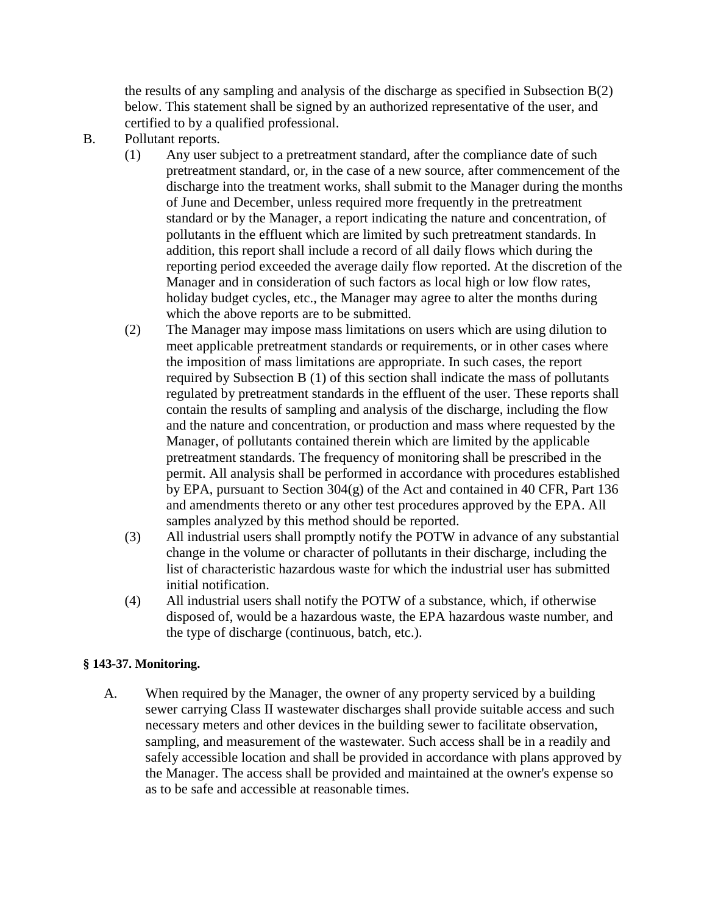the results of any sampling and analysis of the discharge as specified in Subsection B(2) below. This statement shall be signed by an authorized representative of the user, and certified to by a qualified professional.

B. Pollutant reports.

(1) Any user subject to a pretreatment standard, after the compliance date of such pretreatment standard, or, in the case of a new source, after commencement of the discharge into the treatment works, shall submit to the Manager during the months of June and December, unless required more frequently in the pretreatment standard or by the Manager, a report indicating the nature and concentration, of pollutants in the effluent which are limited by such pretreatment standards. In addition, this report shall include a record of all daily flows which during the reporting period exceeded the average daily flow reported. At the discretion of the Manager and in consideration of such factors as local high or low flow rates, holiday budget cycles, etc., the Manager may agree to alter the months during which the above reports are to be submitted.

(2) The Manager may impose mass limitations on users which are using dilution to meet applicable pretreatment standards or requirements, or in other cases where the imposition of mass limitations are appropriate. In such cases, the report required by Subsection B (1) of this section shall indicate the mass of pollutants regulated by pretreatment standards in the effluent of the user. These reports shall contain the results of sampling and analysis of the discharge, including the flow and the nature and concentration, or production and mass where requested by the Manager, of pollutants contained therein which are limited by the applicable pretreatment standards. The frequency of monitoring shall be prescribed in the permit. All analysis shall be performed in accordance with procedures established by EPA, pursuant to Section 304(g) of the Act and contained in 40 CFR, Part 136 and amendments thereto or any other test procedures approved by the EPA. All samples analyzed by this method should be reported.

(3) All industrial users shall promptly notify the POTW in advance of any substantial change in the volume or character of pollutants in their discharge, including the list of characteristic hazardous waste for which the industrial user has submitted initial notification.

(4) All industrial users shall notify the POTW of a substance, which, if otherwise disposed of, would be a hazardous waste, the EPA hazardous waste number, and the type of discharge (continuous, batch, etc.).

**§ 143-37. Monitoring.**

A. When required by the Manager, the owner of any property serviced by a building sewer carrying Class II wastewater discharges shall provide suitable access and such necessary meters and other devices in the building sewer to facilitate observation, sampling, and measurement of the wastewater. Such access shall be in a readily and safely accessible location and shall be provided in accordance with plans approved by the Manager. The access shall be provided and maintained at the owner's expense so as to be safe and accessible at reasonable times.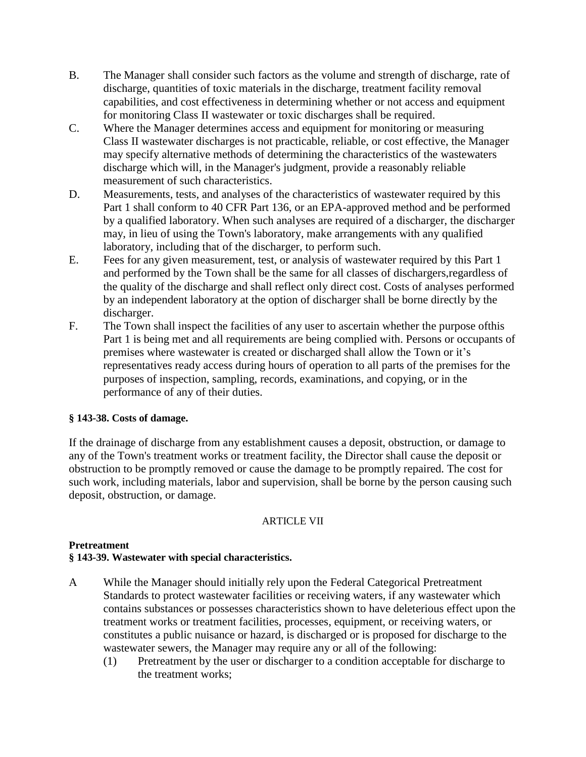B. The Manager shall consider such factors as the volume and strength of discharge, rate of discharge, quantities of toxic materials in the discharge, treatment facility removal capabilities, and cost effectiveness in determining whether or not access and equipment for monitoring Class II wastewater or toxic discharges shall be required.

C. Where the Manager determines access and equipment for monitoring or measuring Class II wastewater discharges is not practicable, reliable, or cost effective, the Manager may specify alternative methods of determining the characteristics of the wastewaters discharge which will, in the Manager's judgment, provide a reasonably reliable measurement of such characteristics.

D. Measurements, tests, and analyses of the characteristics of wastewater required by this Part 1 shall conform to 40 CFR Part 136, or an EPA-approved method and be performed by a qualified laboratory. When such analyses are required of a discharger, the discharger may, in lieu of using the Town's laboratory, make arrangements with any qualified laboratory, including that of the discharger, to perform such.

E. Fees for any given measurement, test, or analysis of wastewater required by this Part 1 and performed by the Town shall be the same for all classes of dischargers,regardless of the quality of the discharge and shall reflect only direct cost. Costs of analyses performed by an independent laboratory at the option of discharger shall be borne directly by the discharger.

F. The Town shall inspect the facilities of any user to ascertain whether the purpose ofthis Part 1 is being met and all requirements are being complied with. Persons or occupants of premises where wastewater is created or discharged shall allow the Town or it's representatives ready access during hours of operation to all parts of the premises for the purposes of inspection, sampling, records, examinations, and copying, or in the performance of any of their duties.

**§ 143-38. Costs of damage.**

If the drainage of discharge from any establishment causes a deposit, obstruction, or damage to any of the Town's treatment works or treatment facility, the Director shall cause the deposit or obstruction to be promptly removed or cause the damage to be promptly repaired. The cost for such work, including materials, labor and supervision, shall be borne by the person causing such deposit, obstruction, or damage.

ARTICLE VII

**Pretreatment**

**§ 143-39. Wastewater with special characteristics.**

A While the Manager should initially rely upon the Federal Categorical Pretreatment Standards to protect wastewater facilities or receiving waters, if any wastewater which contains substances or possesses characteristics shown to have deleterious effect upon the treatment works or treatment facilities, processes, equipment, or receiving waters, or constitutes a public nuisance or hazard, is discharged or is proposed for discharge to the wastewater sewers, the Manager may require any or all of the following:

(1) Pretreatment by the user or discharger to a condition acceptable for discharge to the treatment works;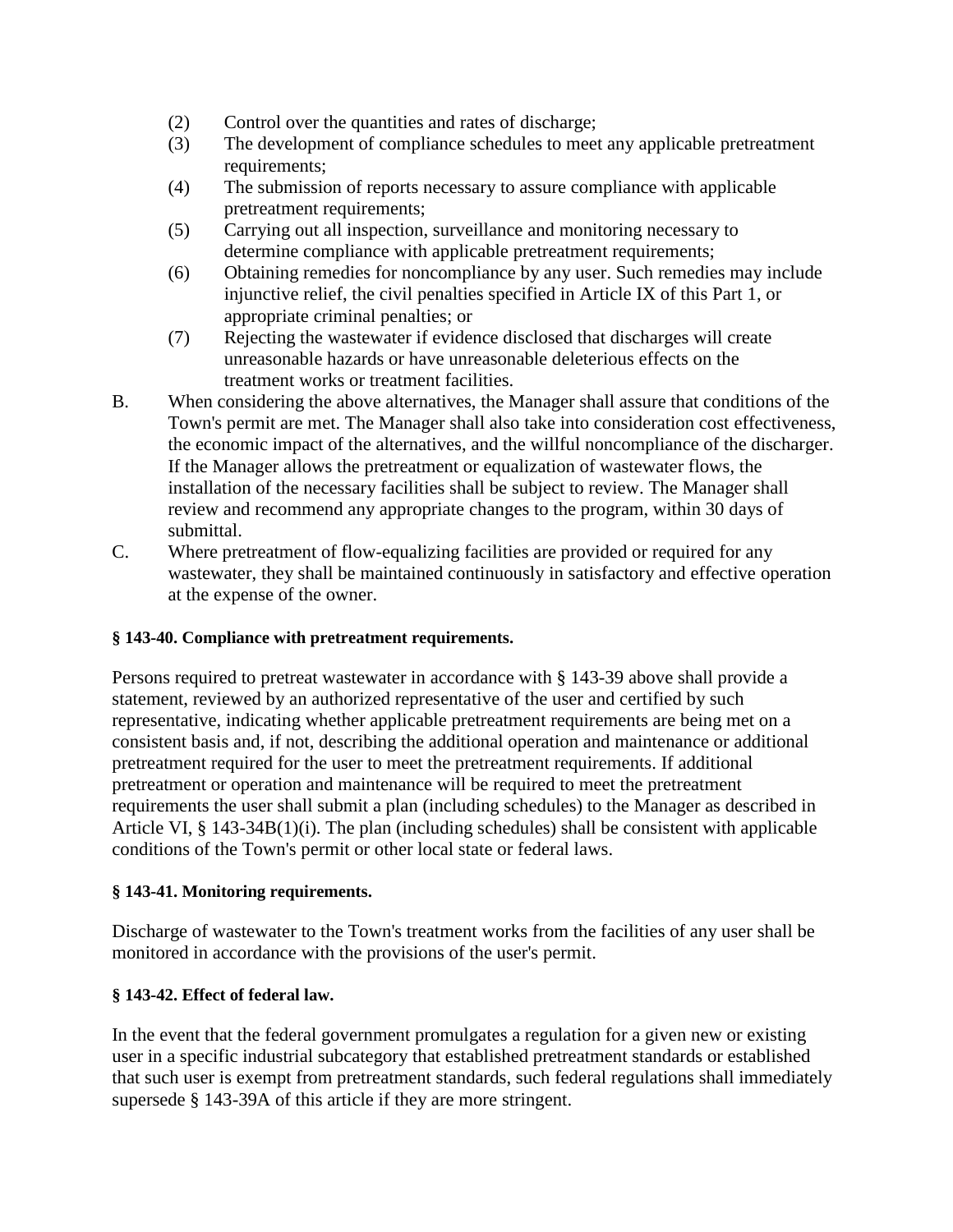(2) Control over the quantities and rates of discharge;

(3) The development of compliance schedules to meet any applicable pretreatment requirements;

(4) The submission of reports necessary to assure compliance with applicable pretreatment requirements;

(5) Carrying out all inspection, surveillance and monitoring necessary to determine compliance with applicable pretreatment requirements;

(6) Obtaining remedies for noncompliance by any user. Such remedies may include injunctive relief, the civil penalties specified in Article IX of this Part 1, or appropriate criminal penalties; or

(7) Rejecting the wastewater if evidence disclosed that discharges will create unreasonable hazards or have unreasonable deleterious effects on the treatment works or treatment facilities.

B. When considering the above alternatives, the Manager shall assure that conditions of the Town's permit are met. The Manager shall also take into consideration cost effectiveness, the economic impact of the alternatives, and the willful noncompliance of the discharger. If the Manager allows the pretreatment or equalization of wastewater flows, the installation of the necessary facilities shall be subject to review. The Manager shall review and recommend any appropriate changes to the program, within 30 days of submittal.

C. Where pretreatment of flow-equalizing facilities are provided or required for any wastewater, they shall be maintained continuously in satisfactory and effective operation at the expense of the owner.

**§ 143-40. Compliance with pretreatment requirements.**

Persons required to pretreat wastewater in accordance with § 143-39 above shall provide a statement, reviewed by an authorized representative of the user and certified by such representative, indicating whether applicable pretreatment requirements are being met on a consistent basis and, if not, describing the additional operation and maintenance or additional pretreatment required for the user to meet the pretreatment requirements. If additional pretreatment or operation and maintenance will be required to meet the pretreatment requirements the user shall submit a plan (including schedules) to the Manager as described in Article VI, § 143-34B(1)(i). The plan (including schedules) shall be consistent with applicable conditions of the Town's permit or other local state or federal laws.

**§ 143-41. Monitoring requirements.**

Discharge of wastewater to the Town's treatment works from the facilities of any user shall be monitored in accordance with the provisions of the user's permit.

**§ 143-42. Effect of federal law.**

In the event that the federal government promulgates a regulation for a given new or existing user in a specific industrial subcategory that established pretreatment standards or established that such user is exempt from pretreatment standards, such federal regulations shall immediately supersede § 143-39A of this article if they are more stringent.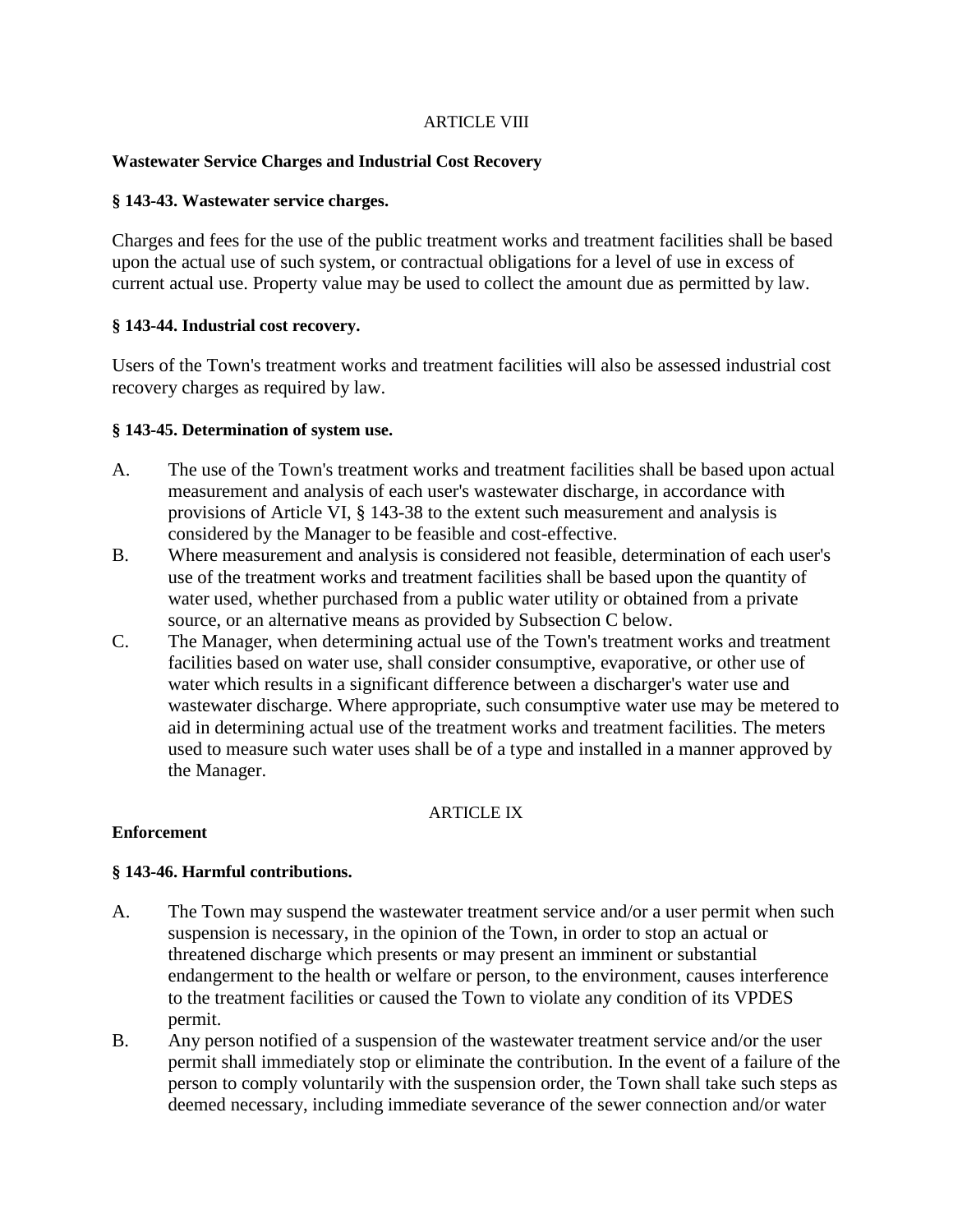ARTICLE VIII

**Wastewater Service Charges and Industrial Cost Recovery**

**§ 143-43. Wastewater service charges.**

Charges and fees for the use of the public treatment works and treatment facilities shall be based upon the actual use of such system, or contractual obligations for a level of use in excess of current actual use. Property value may be used to collect the amount due as permitted by law.

**§ 143-44. Industrial cost recovery.**

Users of the Town's treatment works and treatment facilities will also be assessed industrial cost recovery charges as required by law.

**§ 143-45. Determination of system use.**

A. The use of the Town's treatment works and treatment facilities shall be based upon actual measurement and analysis of each user's wastewater discharge, in accordance with provisions of Article VI, § 143-38 to the extent such measurement and analysis is considered by the Manager to be feasible and cost-effective.

B. Where measurement and analysis is considered not feasible, determination of each user's use of the treatment works and treatment facilities shall be based upon the quantity of water used, whether purchased from a public water utility or obtained from a private source, or an alternative means as provided by Subsection C below.

C. The Manager, when determining actual use of the Town's treatment works and treatment facilities based on water use, shall consider consumptive, evaporative, or other use of water which results in a significant difference between a discharger's water use and wastewater discharge. Where appropriate, such consumptive water use may be metered to aid in determining actual use of the treatment works and treatment facilities. The meters used to measure such water uses shall be of a type and installed in a manner approved by the Manager.

ARTICLE IX

**Enforcement**

**§ 143-46. Harmful contributions.**

A. The Town may suspend the wastewater treatment service and/or a user permit when such suspension is necessary, in the opinion of the Town, in order to stop an actual or threatened discharge which presents or may present an imminent or substantial endangerment to the health or welfare or person, to the environment, causes interference to the treatment facilities or caused the Town to violate any condition of its VPDES permit.

B. Any person notified of a suspension of the wastewater treatment service and/or the user permit shall immediately stop or eliminate the contribution. In the event of a failure of the person to comply voluntarily with the suspension order, the Town shall take such steps as deemed necessary, including immediate severance of the sewer connection and/or water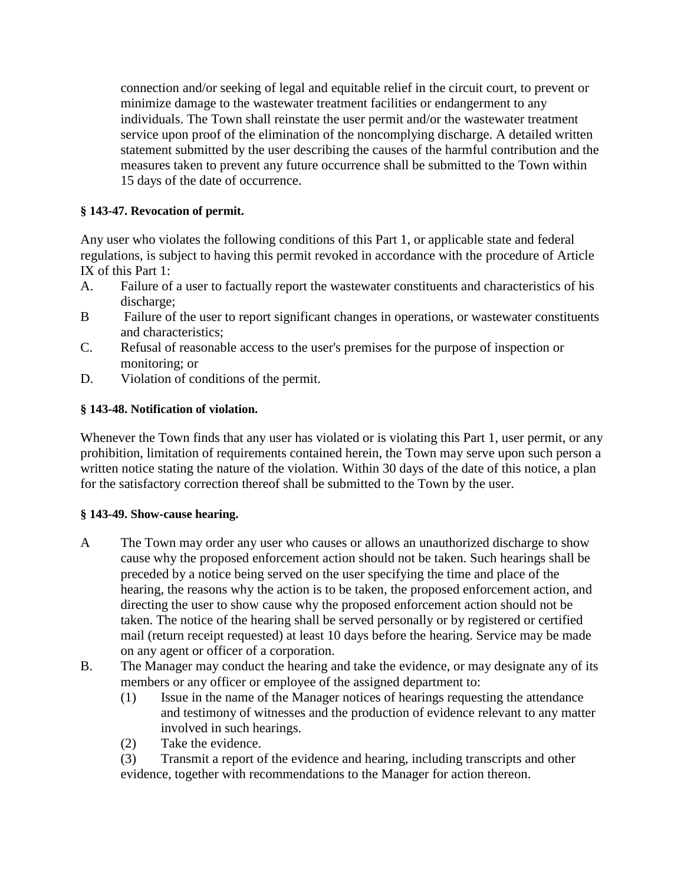connection and/or seeking of legal and equitable relief in the circuit court, to prevent or minimize damage to the wastewater treatment facilities or endangerment to any individuals. The Town shall reinstate the user permit and/or the wastewater treatment service upon proof of the elimination of the noncomplying discharge. A detailed written statement submitted by the user describing the causes of the harmful contribution and the measures taken to prevent any future occurrence shall be submitted to the Town within 15 days of the date of occurrence.

**§ 143-47. Revocation of permit.**

Any user who violates the following conditions of this Part 1, or applicable state and federal regulations, is subject to having this permit revoked in accordance with the procedure of Article IX of this Part 1:

A. Failure of a user to factually report the wastewater constituents and characteristics of his discharge;

B Failure of the user to report significant changes in operations, or wastewater constituents and characteristics;

C. Refusal of reasonable access to the user's premises for the purpose of inspection or monitoring; or

D. Violation of conditions of the permit.

**§ 143-48. Notification of violation.**

Whenever the Town finds that any user has violated or is violating this Part 1, user permit, or any prohibition, limitation of requirements contained herein, the Town may serve upon such person a written notice stating the nature of the violation. Within 30 days of the date of this notice, a plan for the satisfactory correction thereof shall be submitted to the Town by the user.

**§ 143-49. Show-cause hearing.**

A The Town may order any user who causes or allows an unauthorized discharge to show cause why the proposed enforcement action should not be taken. Such hearings shall be preceded by a notice being served on the user specifying the time and place of the hearing, the reasons why the action is to be taken, the proposed enforcement action, and directing the user to show cause why the proposed enforcement action should not be taken. The notice of the hearing shall be served personally or by registered or certified mail (return receipt requested) at least 10 days before the hearing. Service may be made on any agent or officer of a corporation.

B. The Manager may conduct the hearing and take the evidence, or may designate any of its members or any officer or employee of the assigned department to:

(1) Issue in the name of the Manager notices of hearings requesting the attendance and testimony of witnesses and the production of evidence relevant to any matter involved in such hearings.

(2) Take the evidence.

(3) Transmit a report of the evidence and hearing, including transcripts and other evidence, together with recommendations to the Manager for action thereon.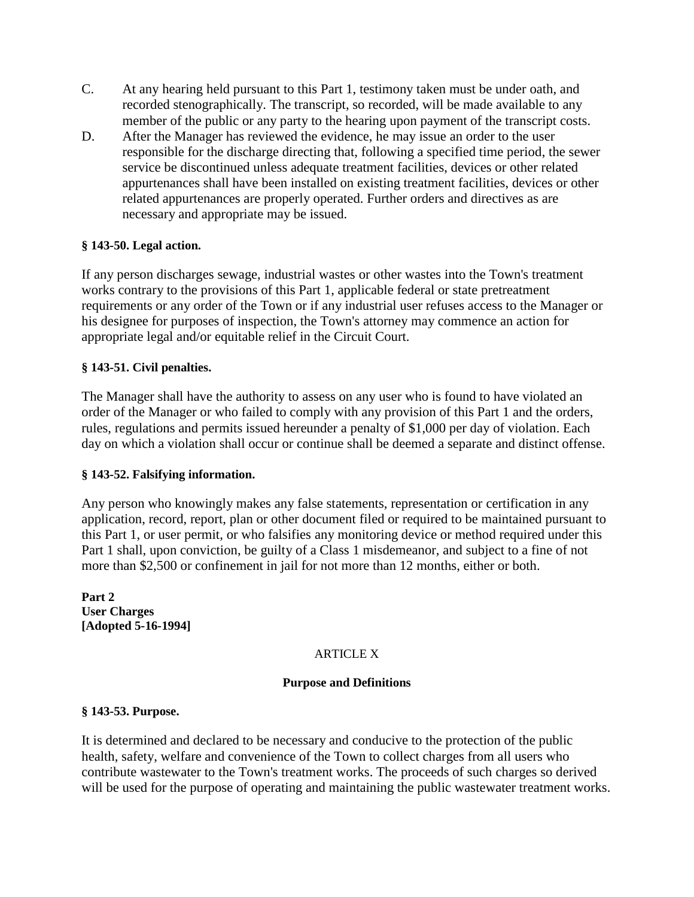C. At any hearing held pursuant to this Part 1, testimony taken must be under oath, and recorded stenographically. The transcript, so recorded, will be made available to any member of the public or any party to the hearing upon payment of the transcript costs.

D. After the Manager has reviewed the evidence, he may issue an order to the user responsible for the discharge directing that, following a specified time period, the sewer service be discontinued unless adequate treatment facilities, devices or other related appurtenances shall have been installed on existing treatment facilities, devices or other related appurtenances are properly operated. Further orders and directives as are necessary and appropriate may be issued.

**§ 143-50. Legal action.**

If any person discharges sewage, industrial wastes or other wastes into the Town's treatment works contrary to the provisions of this Part 1, applicable federal or state pretreatment requirements or any order of the Town or if any industrial user refuses access to the Manager or his designee for purposes of inspection, the Town's attorney may commence an action for appropriate legal and/or equitable relief in the Circuit Court.

**§ 143-51. Civil penalties.**

The Manager shall have the authority to assess on any user who is found to have violated an order of the Manager or who failed to comply with any provision of this Part 1 and the orders, rules, regulations and permits issued hereunder a penalty of $1,000 per day of violation. Each day on which a violation shall occur or continue shall be deemed a separate and distinct offense.

**§ 143-52. Falsifying information.**

Any person who knowingly makes any false statements, representation or certification in any application, record, report, plan or other document filed or required to be maintained pursuant to this Part 1, or user permit, or who falsifies any monitoring device or method required under this Part 1 shall, upon conviction, be guilty of a Class 1 misdemeanor, and subject to a fine of not more than $2,500 or confinement in jail for not more than 12 months, either or both.

**Part 2**
**User Charges**
**[Adopted 5-16-1994]**

ARTICLE X

**Purpose and Definitions**

**§ 143-53. Purpose.**

It is determined and declared to be necessary and conducive to the protection of the public health, safety, welfare and convenience of the Town to collect charges from all users who contribute wastewater to the Town's treatment works. The proceeds of such charges so derived will be used for the purpose of operating and maintaining the public wastewater treatment works.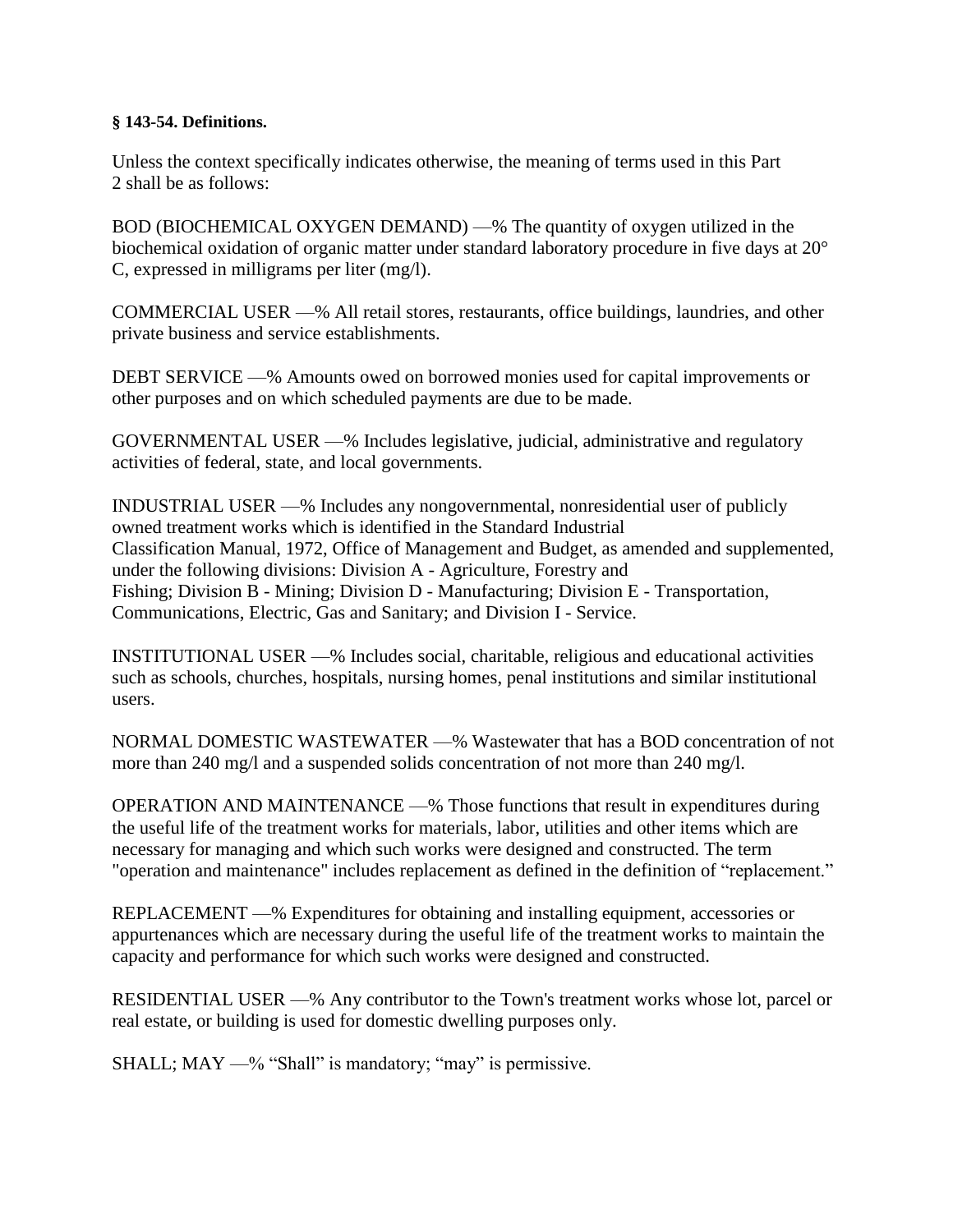**§ 143-54. Definitions.**

Unless the context specifically indicates otherwise, the meaning of terms used in this Part 2 shall be as follows:

BOD (BIOCHEMICAL OXYGEN DEMAND) —% The quantity of oxygen utilized in the biochemical oxidation of organic matter under standard laboratory procedure in five days at 20° C, expressed in milligrams per liter (mg/l).

COMMERCIAL USER —% All retail stores, restaurants, office buildings, laundries, and other private business and service establishments.

DEBT SERVICE —% Amounts owed on borrowed monies used for capital improvements or other purposes and on which scheduled payments are due to be made.

GOVERNMENTAL USER —% Includes legislative, judicial, administrative and regulatory activities of federal, state, and local governments.

INDUSTRIAL USER —% Includes any nongovernmental, nonresidential user of publicly owned treatment works which is identified in the Standard Industrial Classification Manual, 1972, Office of Management and Budget, as amended and supplemented, under the following divisions: Division A - Agriculture, Forestry and Fishing; Division B - Mining; Division D - Manufacturing; Division E - Transportation, Communications, Electric, Gas and Sanitary; and Division I - Service.

INSTITUTIONAL USER —% Includes social, charitable, religious and educational activities such as schools, churches, hospitals, nursing homes, penal institutions and similar institutional users.

NORMAL DOMESTIC WASTEWATER —% Wastewater that has a BOD concentration of not more than 240 mg/l and a suspended solids concentration of not more than 240 mg/l.

OPERATION AND MAINTENANCE —% Those functions that result in expenditures during the useful life of the treatment works for materials, labor, utilities and other items which are necessary for managing and which such works were designed and constructed. The term "operation and maintenance" includes replacement as defined in the definition of "replacement."

REPLACEMENT —% Expenditures for obtaining and installing equipment, accessories or appurtenances which are necessary during the useful life of the treatment works to maintain the capacity and performance for which such works were designed and constructed.

RESIDENTIAL USER —% Any contributor to the Town's treatment works whose lot, parcel or real estate, or building is used for domestic dwelling purposes only.

SHALL; MAY —% "Shall" is mandatory; "may" is permissive.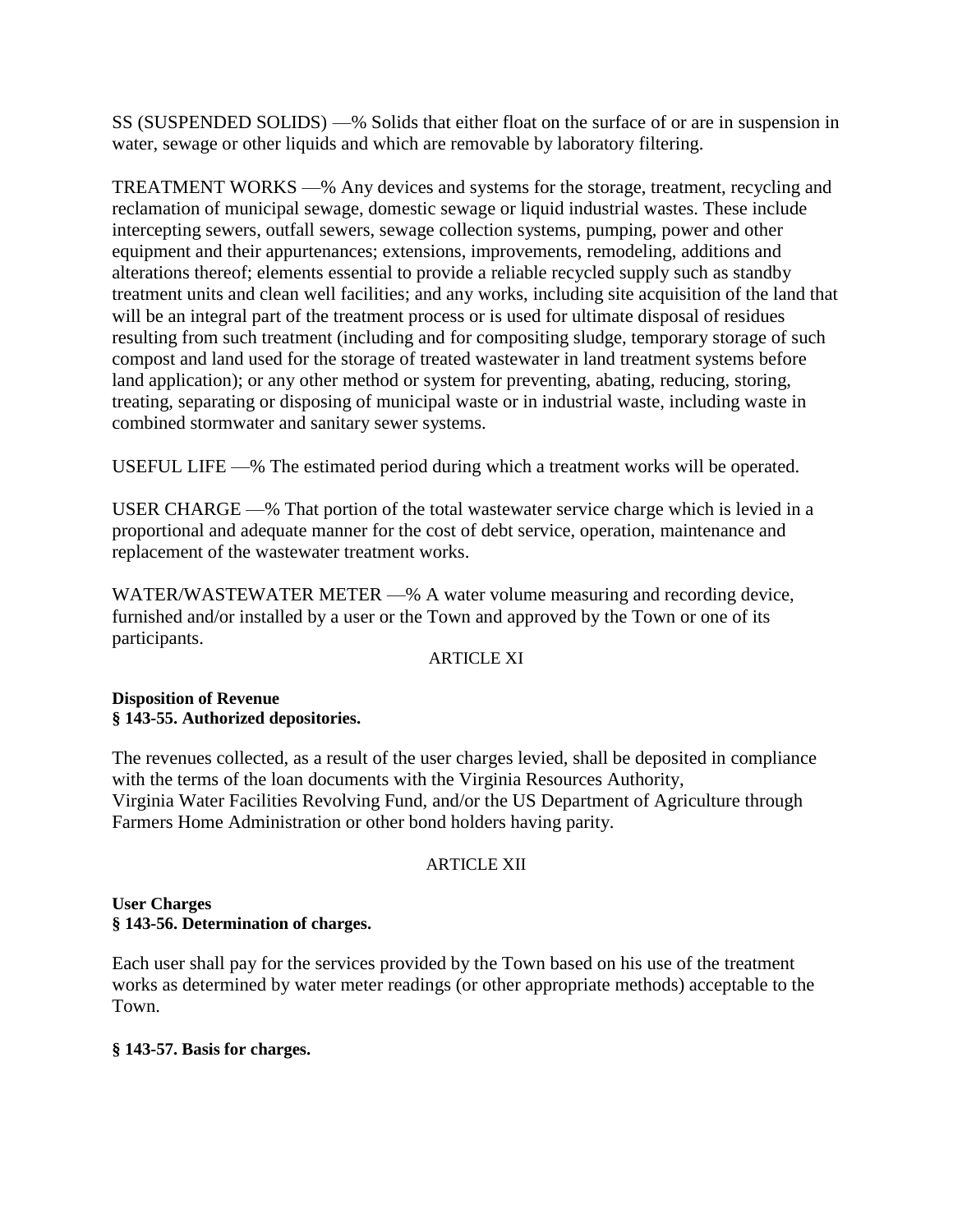SS (SUSPENDED SOLIDS) —% Solids that either float on the surface of or are in suspension in water, sewage or other liquids and which are removable by laboratory filtering.

TREATMENT WORKS —% Any devices and systems for the storage, treatment, recycling and reclamation of municipal sewage, domestic sewage or liquid industrial wastes. These include intercepting sewers, outfall sewers, sewage collection systems, pumping, power and other equipment and their appurtenances; extensions, improvements, remodeling, additions and alterations thereof; elements essential to provide a reliable recycled supply such as standby treatment units and clean well facilities; and any works, including site acquisition of the land that will be an integral part of the treatment process or is used for ultimate disposal of residues resulting from such treatment (including and for compositing sludge, temporary storage of such compost and land used for the storage of treated wastewater in land treatment systems before land application); or any other method or system for preventing, abating, reducing, storing, treating, separating or disposing of municipal waste or in industrial waste, including waste in combined stormwater and sanitary sewer systems.

USEFUL LIFE —% The estimated period during which a treatment works will be operated.

USER CHARGE —% That portion of the total wastewater service charge which is levied in a proportional and adequate manner for the cost of debt service, operation, maintenance and replacement of the wastewater treatment works.

WATER/WASTEWATER METER —% A water volume measuring and recording device, furnished and/or installed by a user or the Town and approved by the Town or one of its participants.

ARTICLE XI

**Disposition of Revenue**
**§ 143-55. Authorized depositories.**

The revenues collected, as a result of the user charges levied, shall be deposited in compliance with the terms of the loan documents with the Virginia Resources Authority, Virginia Water Facilities Revolving Fund, and/or the US Department of Agriculture through Farmers Home Administration or other bond holders having parity.

ARTICLE XII

**User Charges**
**§ 143-56. Determination of charges.**

Each user shall pay for the services provided by the Town based on his use of the treatment works as determined by water meter readings (or other appropriate methods) acceptable to the Town.

**§ 143-57. Basis for charges.**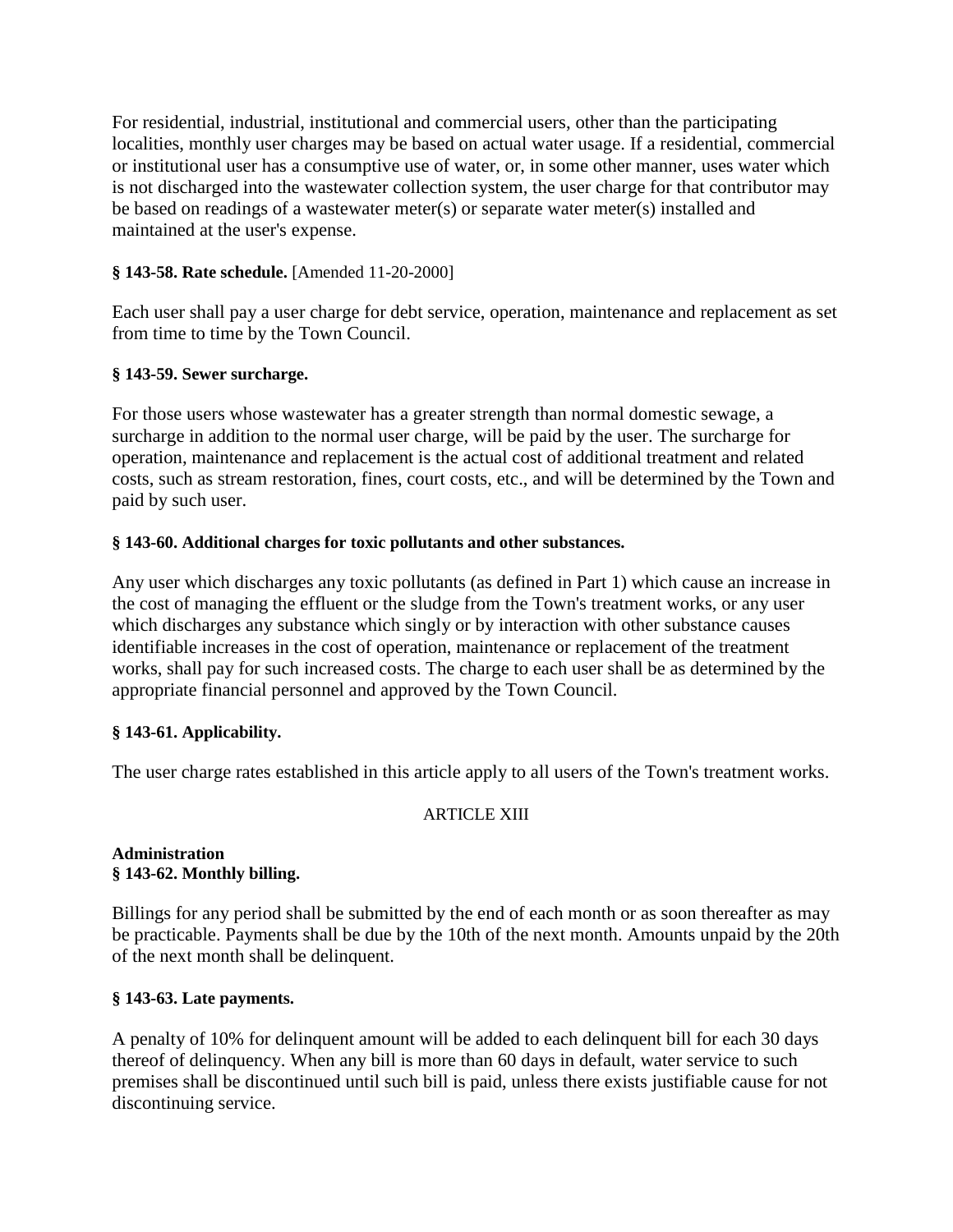For residential, industrial, institutional and commercial users, other than the participating localities, monthly user charges may be based on actual water usage. If a residential, commercial or institutional user has a consumptive use of water, or, in some other manner, uses water which is not discharged into the wastewater collection system, the user charge for that contributor may be based on readings of a wastewater meter(s) or separate water meter(s) installed and maintained at the user's expense.

**§ 143-58. Rate schedule.** [Amended 11-20-2000]

Each user shall pay a user charge for debt service, operation, maintenance and replacement as set from time to time by the Town Council.

**§ 143-59. Sewer surcharge.**

For those users whose wastewater has a greater strength than normal domestic sewage, a surcharge in addition to the normal user charge, will be paid by the user. The surcharge for operation, maintenance and replacement is the actual cost of additional treatment and related costs, such as stream restoration, fines, court costs, etc., and will be determined by the Town and paid by such user.

**§ 143-60. Additional charges for toxic pollutants and other substances.**

Any user which discharges any toxic pollutants (as defined in Part 1) which cause an increase in the cost of managing the effluent or the sludge from the Town's treatment works, or any user which discharges any substance which singly or by interaction with other substance causes identifiable increases in the cost of operation, maintenance or replacement of the treatment works, shall pay for such increased costs. The charge to each user shall be as determined by the appropriate financial personnel and approved by the Town Council.

**§ 143-61. Applicability.**

The user charge rates established in this article apply to all users of the Town's treatment works.

ARTICLE XIII

**Administration**

**§ 143-62. Monthly billing.**

Billings for any period shall be submitted by the end of each month or as soon thereafter as may be practicable. Payments shall be due by the 10th of the next month. Amounts unpaid by the 20th of the next month shall be delinquent.

**§ 143-63. Late payments.**

A penalty of 10% for delinquent amount will be added to each delinquent bill for each 30 days thereof of delinquency. When any bill is more than 60 days in default, water service to such premises shall be discontinued until such bill is paid, unless there exists justifiable cause for not discontinuing service.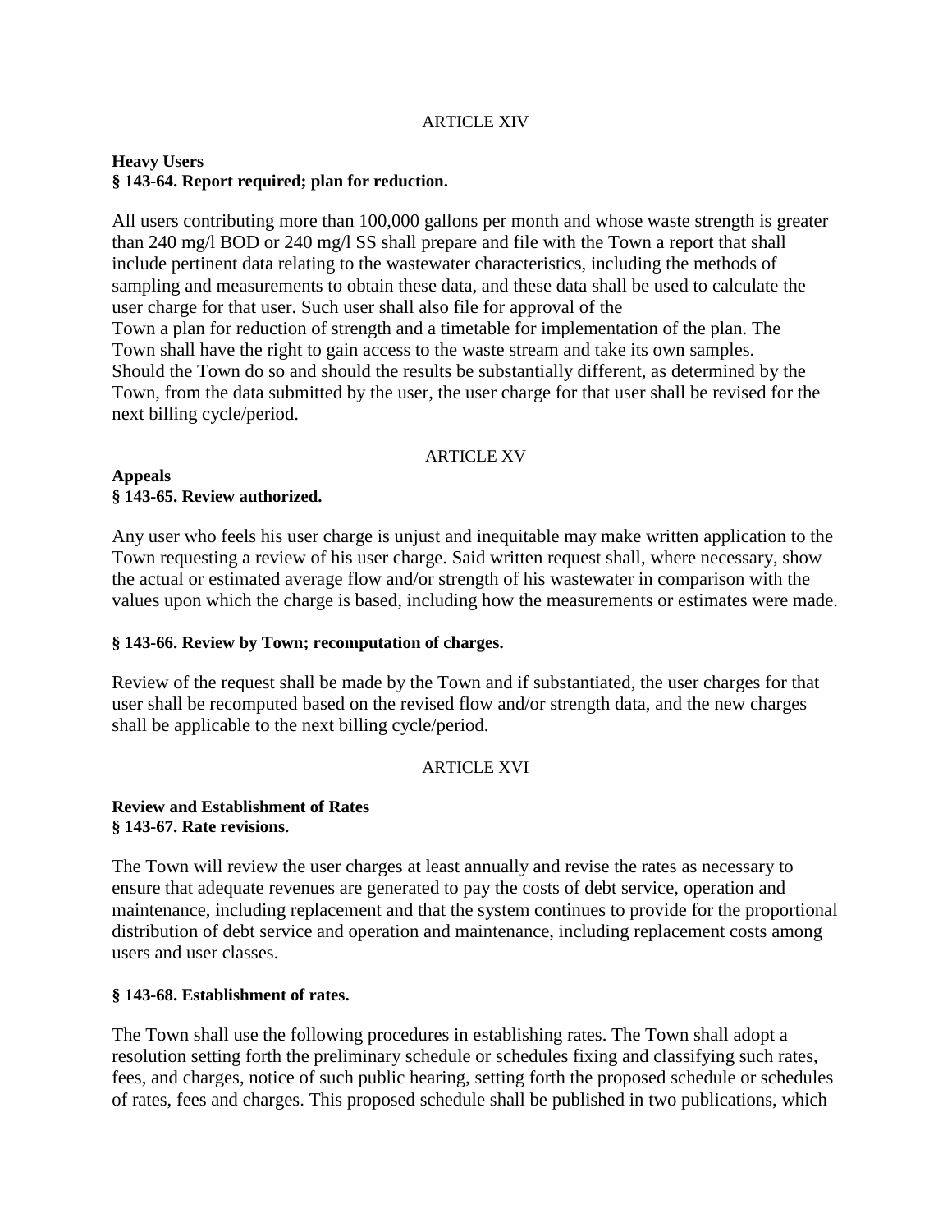ARTICLE XIV

**Heavy Users**
**§ 143-64. Report required; plan for reduction.**

All users contributing more than 100,000 gallons per month and whose waste strength is greater than 240 mg/l BOD or 240 mg/l SS shall prepare and file with the Town a report that shall include pertinent data relating to the wastewater characteristics, including the methods of sampling and measurements to obtain these data, and these data shall be used to calculate the user charge for that user. Such user shall also file for approval of the Town a plan for reduction of strength and a timetable for implementation of the plan. The Town shall have the right to gain access to the waste stream and take its own samples. Should the Town do so and should the results be substantially different, as determined by the Town, from the data submitted by the user, the user charge for that user shall be revised for the next billing cycle/period.

ARTICLE XV

**Appeals**
**§ 143-65. Review authorized.**

Any user who feels his user charge is unjust and inequitable may make written application to the Town requesting a review of his user charge. Said written request shall, where necessary, show the actual or estimated average flow and/or strength of his wastewater in comparison with the values upon which the charge is based, including how the measurements or estimates were made.

**§ 143-66. Review by Town; recomputation of charges.**

Review of the request shall be made by the Town and if substantiated, the user charges for that user shall be recomputed based on the revised flow and/or strength data, and the new charges shall be applicable to the next billing cycle/period.

ARTICLE XVI

**Review and Establishment of Rates**
**§ 143-67. Rate revisions.**

The Town will review the user charges at least annually and revise the rates as necessary to ensure that adequate revenues are generated to pay the costs of debt service, operation and maintenance, including replacement and that the system continues to provide for the proportional distribution of debt service and operation and maintenance, including replacement costs among users and user classes.

**§ 143-68. Establishment of rates.**

The Town shall use the following procedures in establishing rates. The Town shall adopt a resolution setting forth the preliminary schedule or schedules fixing and classifying such rates, fees, and charges, notice of such public hearing, setting forth the proposed schedule or schedules of rates, fees and charges. This proposed schedule shall be published in two publications, which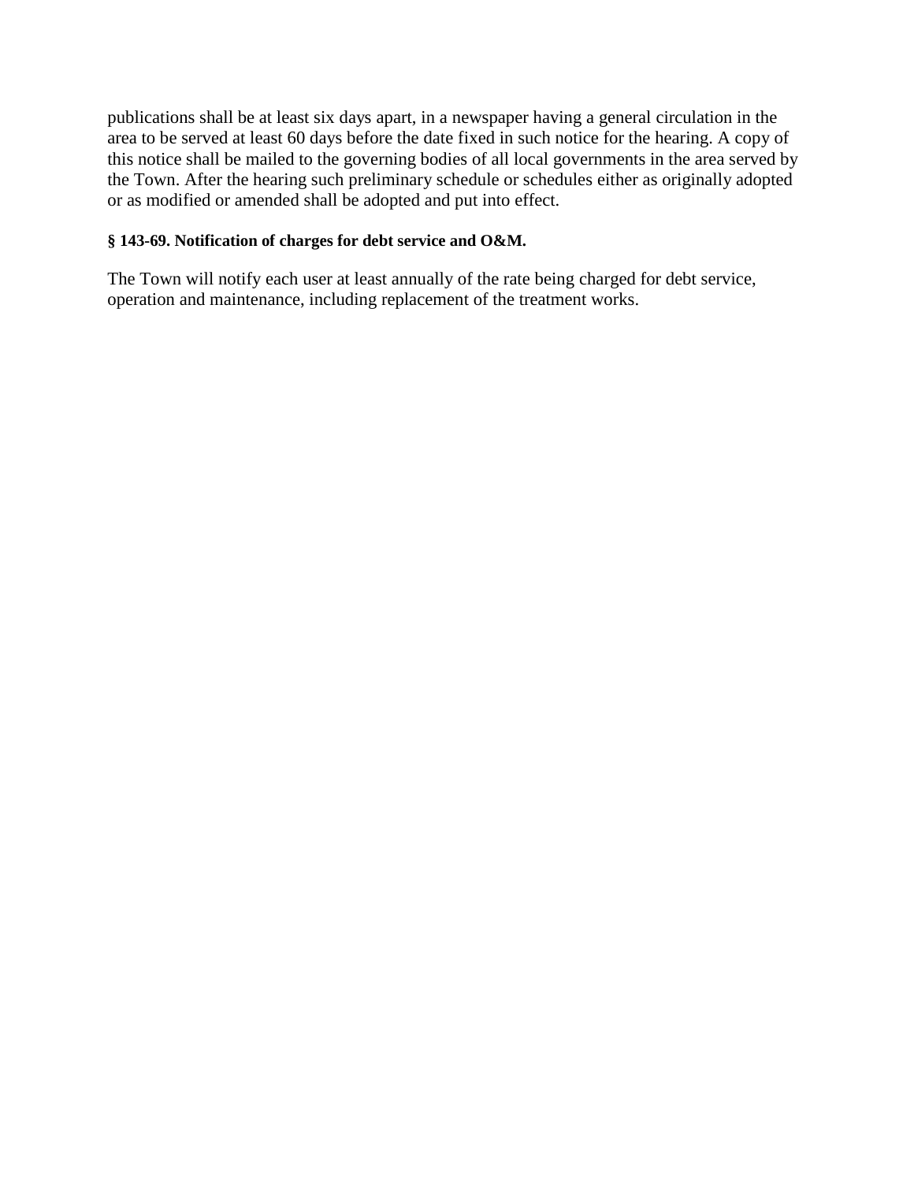publications shall be at least six days apart, in a newspaper having a general circulation in the area to be served at least 60 days before the date fixed in such notice for the hearing. A copy of this notice shall be mailed to the governing bodies of all local governments in the area served by the Town. After the hearing such preliminary schedule or schedules either as originally adopted or as modified or amended shall be adopted and put into effect.

### § 143-69. Notification of charges for debt service and O&M.

The Town will notify each user at least annually of the rate being charged for debt service, operation and maintenance, including replacement of the treatment works.